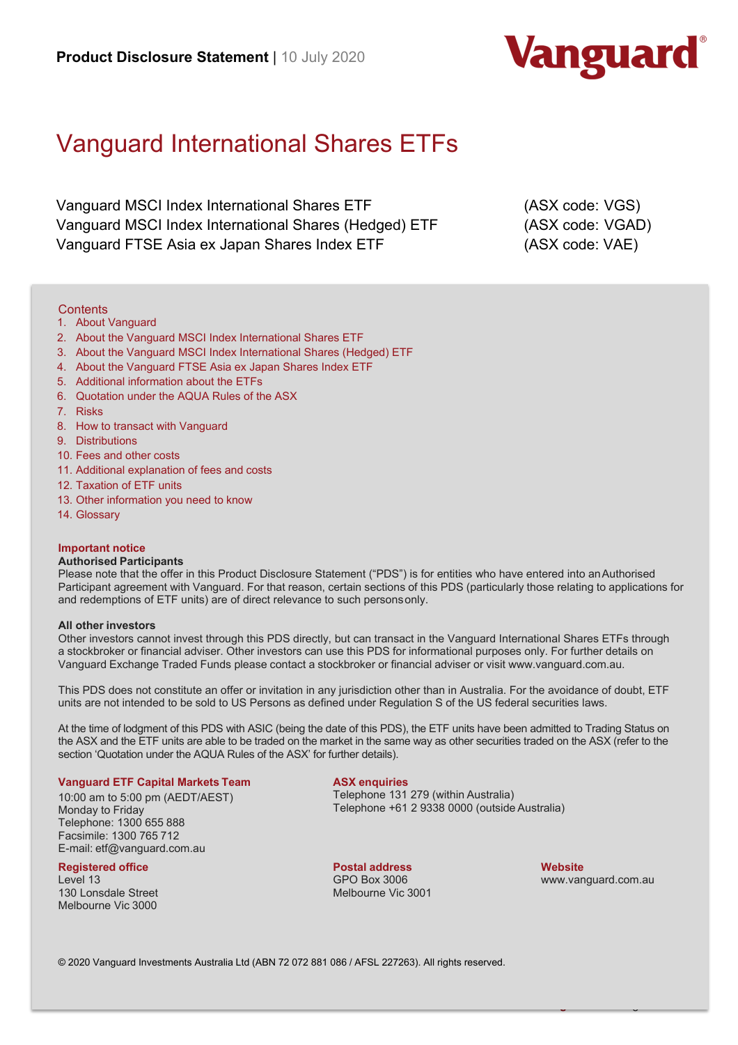**Product Disclosure Statement** | 10 July 2020

Vanguard®

# Vanguard International Shares ETFs

| | |
|---|---|
| Vanguard MSCI Index International Shares ETF | (ASX code: VGS) |
| Vanguard MSCI Index International Shares (Hedged) ETF | (ASX code: VGAD) |
| Vanguard FTSE Asia ex Japan Shares Index ETF | (ASX code: VAE) |

## Contents

1. About Vanguard
2. About the Vanguard MSCI Index International Shares ETF
3. About the Vanguard MSCI Index International Shares (Hedged) ETF
4. About the Vanguard FTSE Asia ex Japan Shares Index ETF
5. Additional information about the ETFs
6. Quotation under the AQUA Rules of the ASX
7. Risks
8. How to transact with Vanguard
9. Distributions
10. Fees and other costs
11. Additional explanation of fees and costs
12. Taxation of ETF units
13. Other information you need to know
14. Glossary

### Important notice

**Authorised Participants**

Please note that the offer in this Product Disclosure Statement ("PDS") is for entities who have entered into an Authorised Participant agreement with Vanguard. For that reason, certain sections of this PDS (particularly those relating to applications for and redemptions of ETF units) are of direct relevance to such persons only.

**All other investors**

Other investors cannot invest through this PDS directly, but can transact in the Vanguard International Shares ETFs through a stockbroker or financial adviser. Other investors can use this PDS for informational purposes only. For further details on Vanguard Exchange Traded Funds please contact a stockbroker or financial adviser or visit www.vanguard.com.au.

This PDS does not constitute an offer or invitation in any jurisdiction other than in Australia. For the avoidance of doubt, ETF units are not intended to be sold to US Persons as defined under Regulation S of the US federal securities laws.

At the time of lodgment of this PDS with ASIC (being the date of this PDS), the ETF units have been admitted to Trading Status on the ASX and the ETF units are able to be traded on the market in the same way as other securities traded on the ASX (refer to the section 'Quotation under the AQUA Rules of the ASX' for further details).

**Vanguard ETF Capital Markets Team**
10:00 am to 5:00 pm (AEDT/AEST)
Monday to Friday
Telephone: 1300 655 888
Facsimile: 1300 765 712
E-mail: etf@vanguard.com.au

**ASX enquiries**
Telephone 131 279 (within Australia)
Telephone +61 2 9338 0000 (outside Australia)

**Registered office**
Level 13
130 Lonsdale Street
Melbourne Vic 3000

**Postal address**
GPO Box 3006
Melbourne Vic 3001

**Website**
www.vanguard.com.au

© 2020 Vanguard Investments Australia Ltd (ABN 72 072 881 086 / AFSL 227263). All rights reserved.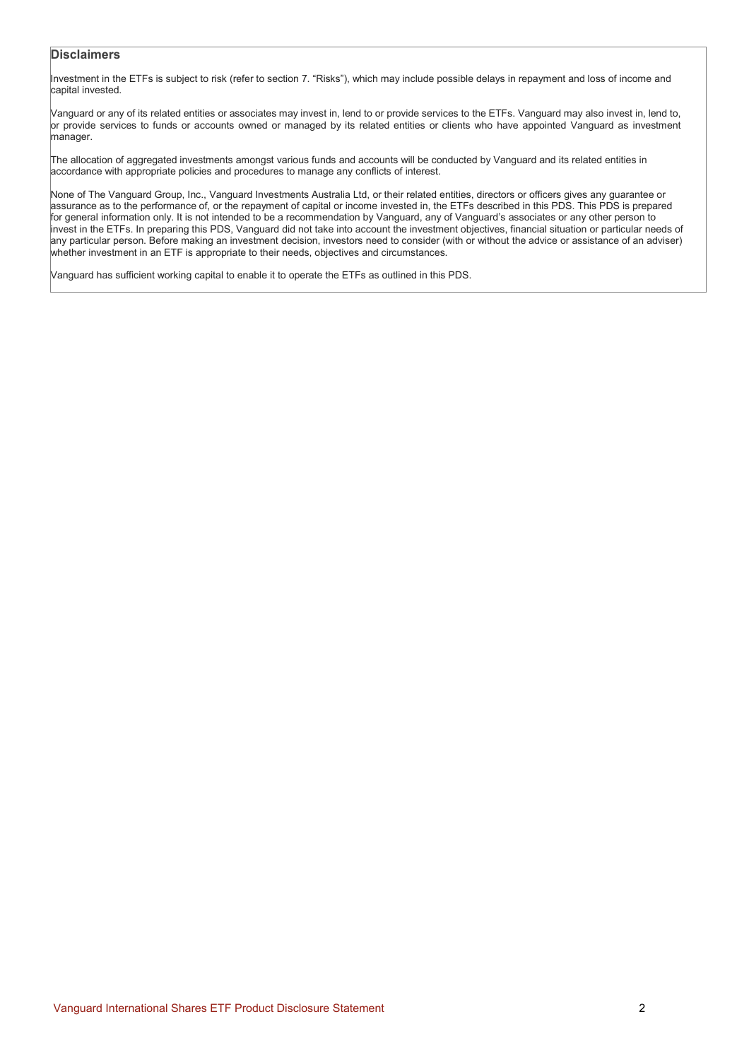## Disclaimers

Investment in the ETFs is subject to risk (refer to section 7. "Risks"), which may include possible delays in repayment and loss of income and capital invested.

Vanguard or any of its related entities or associates may invest in, lend to or provide services to the ETFs. Vanguard may also invest in, lend to, or provide services to funds or accounts owned or managed by its related entities or clients who have appointed Vanguard as investment manager.

The allocation of aggregated investments amongst various funds and accounts will be conducted by Vanguard and its related entities in accordance with appropriate policies and procedures to manage any conflicts of interest.

None of The Vanguard Group, Inc., Vanguard Investments Australia Ltd, or their related entities, directors or officers gives any guarantee or assurance as to the performance of, or the repayment of capital or income invested in, the ETFs described in this PDS. This PDS is prepared for general information only. It is not intended to be a recommendation by Vanguard, any of Vanguard's associates or any other person to invest in the ETFs. In preparing this PDS, Vanguard did not take into account the investment objectives, financial situation or particular needs of any particular person. Before making an investment decision, investors need to consider (with or without the advice or assistance of an adviser) whether investment in an ETF is appropriate to their needs, objectives and circumstances.

Vanguard has sufficient working capital to enable it to operate the ETFs as outlined in this PDS.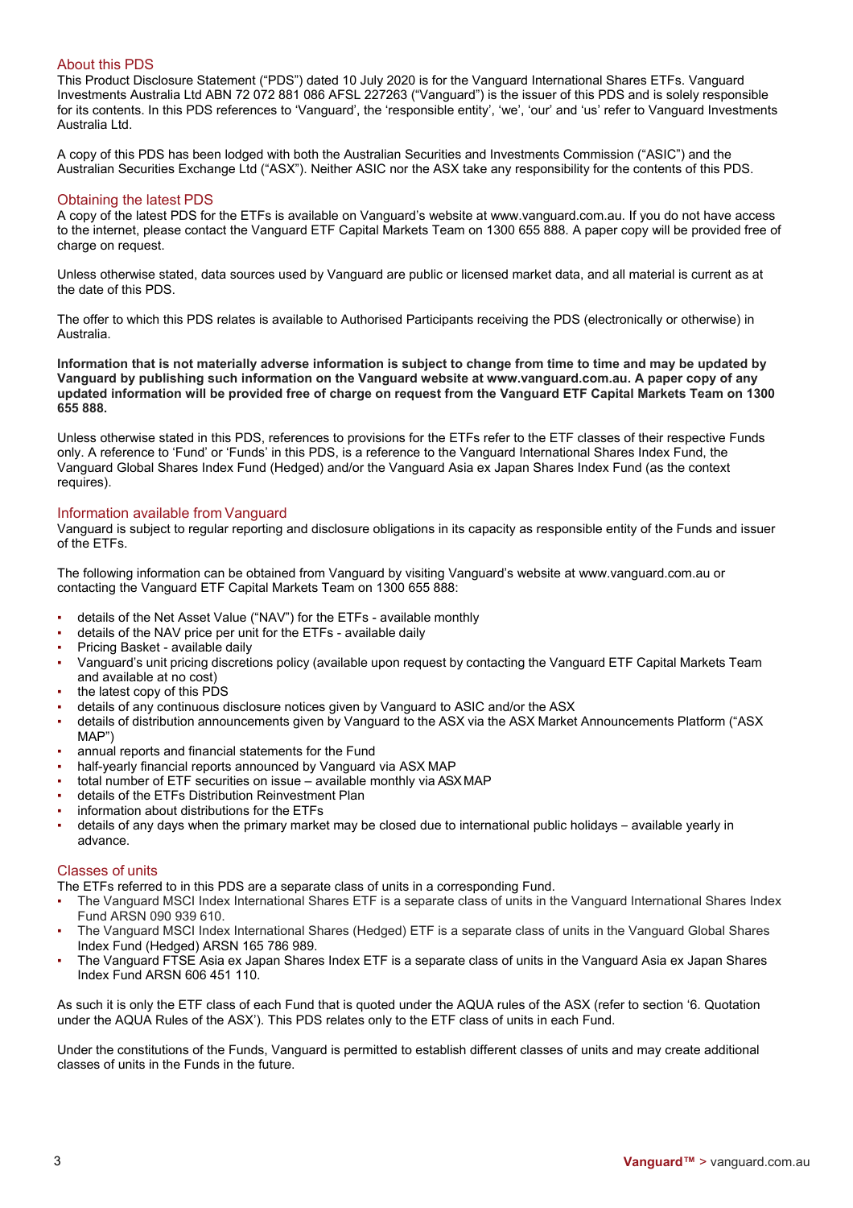## About this PDS

This Product Disclosure Statement ("PDS") dated 10 July 2020 is for the Vanguard International Shares ETFs. Vanguard Investments Australia Ltd ABN 72 072 881 086 AFSL 227263 ("Vanguard") is the issuer of this PDS and is solely responsible for its contents. In this PDS references to 'Vanguard', the 'responsible entity', 'we', 'our' and 'us' refer to Vanguard Investments Australia Ltd.

A copy of this PDS has been lodged with both the Australian Securities and Investments Commission ("ASIC") and the Australian Securities Exchange Ltd ("ASX"). Neither ASIC nor the ASX take any responsibility for the contents of this PDS.

## Obtaining the latest PDS

A copy of the latest PDS for the ETFs is available on Vanguard's website at www.vanguard.com.au. If you do not have access to the internet, please contact the Vanguard ETF Capital Markets Team on 1300 655 888. A paper copy will be provided free of charge on request.

Unless otherwise stated, data sources used by Vanguard are public or licensed market data, and all material is current as at the date of this PDS.

The offer to which this PDS relates is available to Authorised Participants receiving the PDS (electronically or otherwise) in Australia.

**Information that is not materially adverse information is subject to change from time to time and may be updated by Vanguard by publishing such information on the Vanguard website at www.vanguard.com.au. A paper copy of any updated information will be provided free of charge on request from the Vanguard ETF Capital Markets Team on 1300 655 888.**

Unless otherwise stated in this PDS, references to provisions for the ETFs refer to the ETF classes of their respective Funds only. A reference to 'Fund' or 'Funds' in this PDS, is a reference to the Vanguard International Shares Index Fund, the Vanguard Global Shares Index Fund (Hedged) and/or the Vanguard Asia ex Japan Shares Index Fund (as the context requires).

## Information available from Vanguard

Vanguard is subject to regular reporting and disclosure obligations in its capacity as responsible entity of the Funds and issuer of the ETFs.

The following information can be obtained from Vanguard by visiting Vanguard's website at www.vanguard.com.au or contacting the Vanguard ETF Capital Markets Team on 1300 655 888:

- details of the Net Asset Value ("NAV") for the ETFs - available monthly
- details of the NAV price per unit for the ETFs - available daily
- Pricing Basket - available daily
- Vanguard's unit pricing discretions policy (available upon request by contacting the Vanguard ETF Capital Markets Team and available at no cost)
- the latest copy of this PDS
- details of any continuous disclosure notices given by Vanguard to ASIC and/or the ASX
- details of distribution announcements given by Vanguard to the ASX via the ASX Market Announcements Platform ("ASX MAP")
- annual reports and financial statements for the Fund
- half-yearly financial reports announced by Vanguard via ASX MAP
- total number of ETF securities on issue – available monthly via ASX MAP
- details of the ETFs Distribution Reinvestment Plan
- information about distributions for the ETFs
- details of any days when the primary market may be closed due to international public holidays – available yearly in advance.

## Classes of units

The ETFs referred to in this PDS are a separate class of units in a corresponding Fund.

- The Vanguard MSCI Index International Shares ETF is a separate class of units in the Vanguard International Shares Index Fund ARSN 090 939 610.
- The Vanguard MSCI Index International Shares (Hedged) ETF is a separate class of units in the Vanguard Global Shares Index Fund (Hedged) ARSN 165 786 989.
- The Vanguard FTSE Asia ex Japan Shares Index ETF is a separate class of units in the Vanguard Asia ex Japan Shares Index Fund ARSN 606 451 110.

As such it is only the ETF class of each Fund that is quoted under the AQUA rules of the ASX (refer to section '6. Quotation under the AQUA Rules of the ASX'). This PDS relates only to the ETF class of units in each Fund.

Under the constitutions of the Funds, Vanguard is permitted to establish different classes of units and may create additional classes of units in the Funds in the future.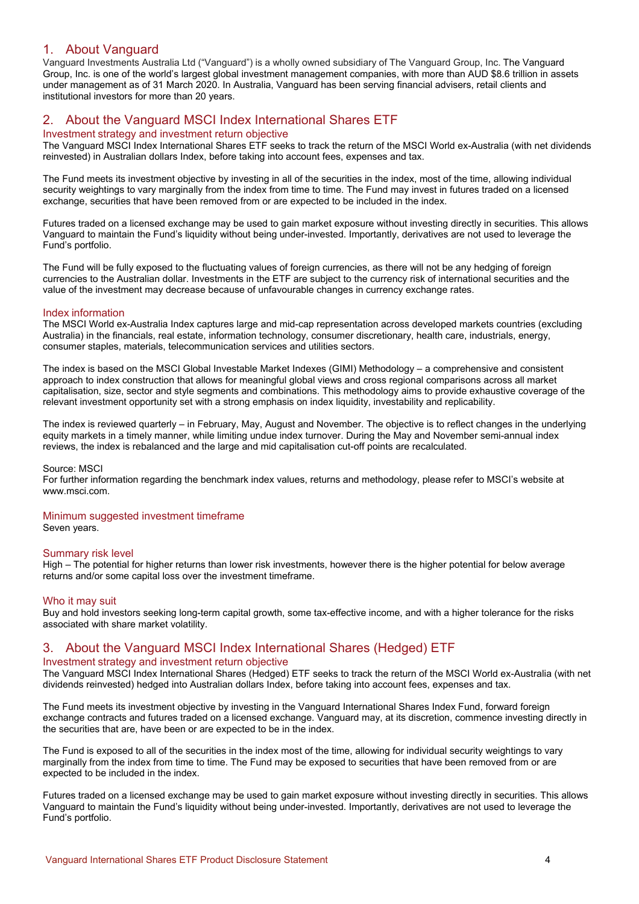## 1. About Vanguard

Vanguard Investments Australia Ltd ("Vanguard") is a wholly owned subsidiary of The Vanguard Group, Inc. The Vanguard Group, Inc. is one of the world's largest global investment management companies, with more than AUD $8.6 trillion in assets under management as of 31 March 2020. In Australia, Vanguard has been serving financial advisers, retail clients and institutional investors for more than 20 years.

## 2. About the Vanguard MSCI Index International Shares ETF

### Investment strategy and investment return objective

The Vanguard MSCI Index International Shares ETF seeks to track the return of the MSCI World ex-Australia (with net dividends reinvested) in Australian dollars Index, before taking into account fees, expenses and tax.

The Fund meets its investment objective by investing in all of the securities in the index, most of the time, allowing individual security weightings to vary marginally from the index from time to time. The Fund may invest in futures traded on a licensed exchange, securities that have been removed from or are expected to be included in the index.

Futures traded on a licensed exchange may be used to gain market exposure without investing directly in securities. This allows Vanguard to maintain the Fund's liquidity without being under-invested. Importantly, derivatives are not used to leverage the Fund's portfolio.

The Fund will be fully exposed to the fluctuating values of foreign currencies, as there will not be any hedging of foreign currencies to the Australian dollar. Investments in the ETF are subject to the currency risk of international securities and the value of the investment may decrease because of unfavourable changes in currency exchange rates.

### Index information

The MSCI World ex-Australia Index captures large and mid-cap representation across developed markets countries (excluding Australia) in the financials, real estate, information technology, consumer discretionary, health care, industrials, energy, consumer staples, materials, telecommunication services and utilities sectors.

The index is based on the MSCI Global Investable Market Indexes (GIMI) Methodology – a comprehensive and consistent approach to index construction that allows for meaningful global views and cross regional comparisons across all market capitalisation, size, sector and style segments and combinations. This methodology aims to provide exhaustive coverage of the relevant investment opportunity set with a strong emphasis on index liquidity, investability and replicability.

The index is reviewed quarterly – in February, May, August and November. The objective is to reflect changes in the underlying equity markets in a timely manner, while limiting undue index turnover. During the May and November semi-annual index reviews, the index is rebalanced and the large and mid capitalisation cut-off points are recalculated.

Source: MSCI
For further information regarding the benchmark index values, returns and methodology, please refer to MSCI's website at www.msci.com.

### Minimum suggested investment timeframe

Seven years.

### Summary risk level

High – The potential for higher returns than lower risk investments, however there is the higher potential for below average returns and/or some capital loss over the investment timeframe.

### Who it may suit

Buy and hold investors seeking long-term capital growth, some tax-effective income, and with a higher tolerance for the risks associated with share market volatility.

## 3. About the Vanguard MSCI Index International Shares (Hedged) ETF

### Investment strategy and investment return objective

The Vanguard MSCI Index International Shares (Hedged) ETF seeks to track the return of the MSCI World ex-Australia (with net dividends reinvested) hedged into Australian dollars Index, before taking into account fees, expenses and tax.

The Fund meets its investment objective by investing in the Vanguard International Shares Index Fund, forward foreign exchange contracts and futures traded on a licensed exchange. Vanguard may, at its discretion, commence investing directly in the securities that are, have been or are expected to be in the index.

The Fund is exposed to all of the securities in the index most of the time, allowing for individual security weightings to vary marginally from the index from time to time. The Fund may be exposed to securities that have been removed from or are expected to be included in the index.

Futures traded on a licensed exchange may be used to gain market exposure without investing directly in securities. This allows Vanguard to maintain the Fund's liquidity without being under-invested. Importantly, derivatives are not used to leverage the Fund's portfolio.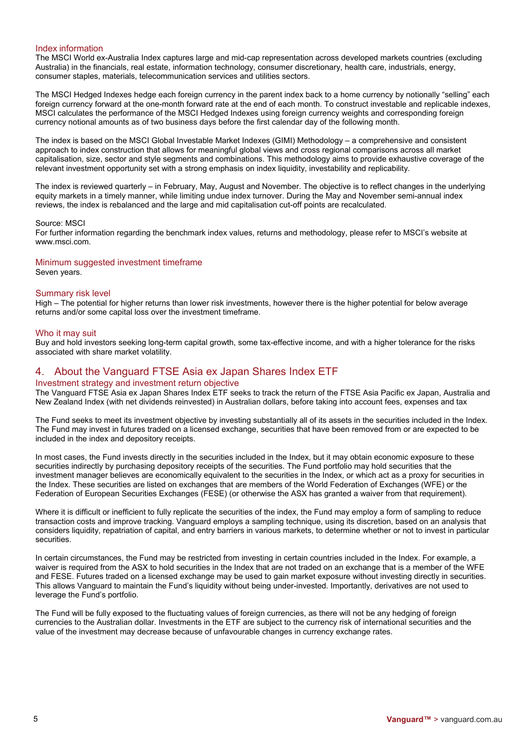### Index information

The MSCI World ex-Australia Index captures large and mid-cap representation across developed markets countries (excluding Australia) in the financials, real estate, information technology, consumer discretionary, health care, industrials, energy, consumer staples, materials, telecommunication services and utilities sectors.

The MSCI Hedged Indexes hedge each foreign currency in the parent index back to a home currency by notionally "selling" each foreign currency forward at the one-month forward rate at the end of each month. To construct investable and replicable indexes, MSCI calculates the performance of the MSCI Hedged Indexes using foreign currency weights and corresponding foreign currency notional amounts as of two business days before the first calendar day of the following month.

The index is based on the MSCI Global Investable Market Indexes (GIMI) Methodology – a comprehensive and consistent approach to index construction that allows for meaningful global views and cross regional comparisons across all market capitalisation, size, sector and style segments and combinations. This methodology aims to provide exhaustive coverage of the relevant investment opportunity set with a strong emphasis on index liquidity, investability and replicability.

The index is reviewed quarterly – in February, May, August and November. The objective is to reflect changes in the underlying equity markets in a timely manner, while limiting undue index turnover. During the May and November semi-annual index reviews, the index is rebalanced and the large and mid capitalisation cut-off points are recalculated.

Source: MSCI
For further information regarding the benchmark index values, returns and methodology, please refer to MSCI's website at www.msci.com.

### Minimum suggested investment timeframe

Seven years.

### Summary risk level

High – The potential for higher returns than lower risk investments, however there is the higher potential for below average returns and/or some capital loss over the investment timeframe.

### Who it may suit

Buy and hold investors seeking long-term capital growth, some tax-effective income, and with a higher tolerance for the risks associated with share market volatility.

## 4. About the Vanguard FTSE Asia ex Japan Shares Index ETF

### Investment strategy and investment return objective

The Vanguard FTSE Asia ex Japan Shares Index ETF seeks to track the return of the FTSE Asia Pacific ex Japan, Australia and New Zealand Index (with net dividends reinvested) in Australian dollars, before taking into account fees, expenses and tax

The Fund seeks to meet its investment objective by investing substantially all of its assets in the securities included in the Index. The Fund may invest in futures traded on a licensed exchange, securities that have been removed from or are expected to be included in the index and depository receipts.

In most cases, the Fund invests directly in the securities included in the Index, but it may obtain economic exposure to these securities indirectly by purchasing depository receipts of the securities. The Fund portfolio may hold securities that the investment manager believes are economically equivalent to the securities in the Index, or which act as a proxy for securities in the Index. These securities are listed on exchanges that are members of the World Federation of Exchanges (WFE) or the Federation of European Securities Exchanges (FESE) (or otherwise the ASX has granted a waiver from that requirement).

Where it is difficult or inefficient to fully replicate the securities of the index, the Fund may employ a form of sampling to reduce transaction costs and improve tracking. Vanguard employs a sampling technique, using its discretion, based on an analysis that considers liquidity, repatriation of capital, and entry barriers in various markets, to determine whether or not to invest in particular securities.

In certain circumstances, the Fund may be restricted from investing in certain countries included in the Index. For example, a waiver is required from the ASX to hold securities in the Index that are not traded on an exchange that is a member of the WFE and FESE. Futures traded on a licensed exchange may be used to gain market exposure without investing directly in securities. This allows Vanguard to maintain the Fund's liquidity without being under-invested. Importantly, derivatives are not used to leverage the Fund's portfolio.

The Fund will be fully exposed to the fluctuating values of foreign currencies, as there will not be any hedging of foreign currencies to the Australian dollar. Investments in the ETF are subject to the currency risk of international securities and the value of the investment may decrease because of unfavourable changes in currency exchange rates.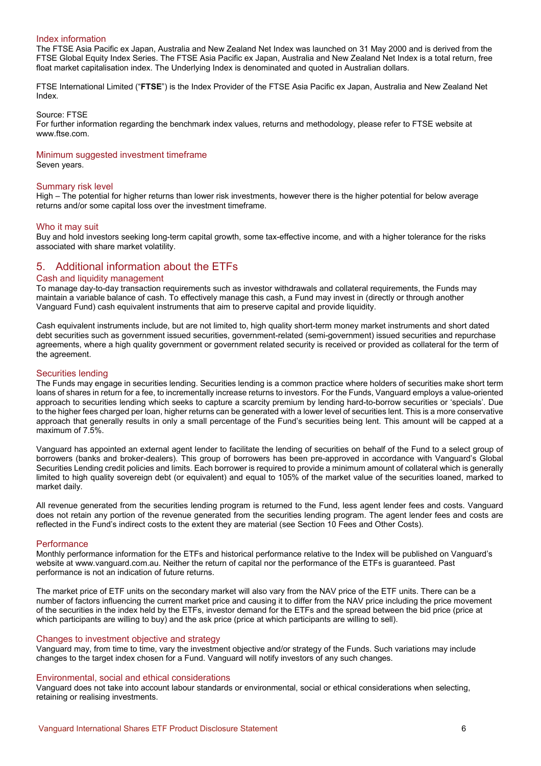### Index information

The FTSE Asia Pacific ex Japan, Australia and New Zealand Net Index was launched on 31 May 2000 and is derived from the FTSE Global Equity Index Series. The FTSE Asia Pacific ex Japan, Australia and New Zealand Net Index is a total return, free float market capitalisation index. The Underlying Index is denominated and quoted in Australian dollars.

FTSE International Limited ("**FTSE**") is the Index Provider of the FTSE Asia Pacific ex Japan, Australia and New Zealand Net Index.

Source: FTSE
For further information regarding the benchmark index values, returns and methodology, please refer to FTSE website at www.ftse.com.

### Minimum suggested investment timeframe

Seven years.

### Summary risk level

High – The potential for higher returns than lower risk investments, however there is the higher potential for below average returns and/or some capital loss over the investment timeframe.

### Who it may suit

Buy and hold investors seeking long-term capital growth, some tax-effective income, and with a higher tolerance for the risks associated with share market volatility.

## 5. Additional information about the ETFs

### Cash and liquidity management

To manage day-to-day transaction requirements such as investor withdrawals and collateral requirements, the Funds may maintain a variable balance of cash. To effectively manage this cash, a Fund may invest in (directly or through another Vanguard Fund) cash equivalent instruments that aim to preserve capital and provide liquidity.

Cash equivalent instruments include, but are not limited to, high quality short-term money market instruments and short dated debt securities such as government issued securities, government-related (semi-government) issued securities and repurchase agreements, where a high quality government or government related security is received or provided as collateral for the term of the agreement.

### Securities lending

The Funds may engage in securities lending. Securities lending is a common practice where holders of securities make short term loans of shares in return for a fee, to incrementally increase returns to investors. For the Funds, Vanguard employs a value-oriented approach to securities lending which seeks to capture a scarcity premium by lending hard-to-borrow securities or 'specials'. Due to the higher fees charged per loan, higher returns can be generated with a lower level of securities lent. This is a more conservative approach that generally results in only a small percentage of the Fund's securities being lent. This amount will be capped at a maximum of 7.5%.

Vanguard has appointed an external agent lender to facilitate the lending of securities on behalf of the Fund to a select group of borrowers (banks and broker-dealers). This group of borrowers has been pre-approved in accordance with Vanguard's Global Securities Lending credit policies and limits. Each borrower is required to provide a minimum amount of collateral which is generally limited to high quality sovereign debt (or equivalent) and equal to 105% of the market value of the securities loaned, marked to market daily.

All revenue generated from the securities lending program is returned to the Fund, less agent lender fees and costs. Vanguard does not retain any portion of the revenue generated from the securities lending program. The agent lender fees and costs are reflected in the Fund's indirect costs to the extent they are material (see Section 10 Fees and Other Costs).

### Performance

Monthly performance information for the ETFs and historical performance relative to the Index will be published on Vanguard's website at www.vanguard.com.au. Neither the return of capital nor the performance of the ETFs is guaranteed. Past performance is not an indication of future returns.

The market price of ETF units on the secondary market will also vary from the NAV price of the ETF units. There can be a number of factors influencing the current market price and causing it to differ from the NAV price including the price movement of the securities in the index held by the ETFs, investor demand for the ETFs and the spread between the bid price (price at which participants are willing to buy) and the ask price (price at which participants are willing to sell).

### Changes to investment objective and strategy

Vanguard may, from time to time, vary the investment objective and/or strategy of the Funds. Such variations may include changes to the target index chosen for a Fund. Vanguard will notify investors of any such changes.

### Environmental, social and ethical considerations

Vanguard does not take into account labour standards or environmental, social or ethical considerations when selecting, retaining or realising investments.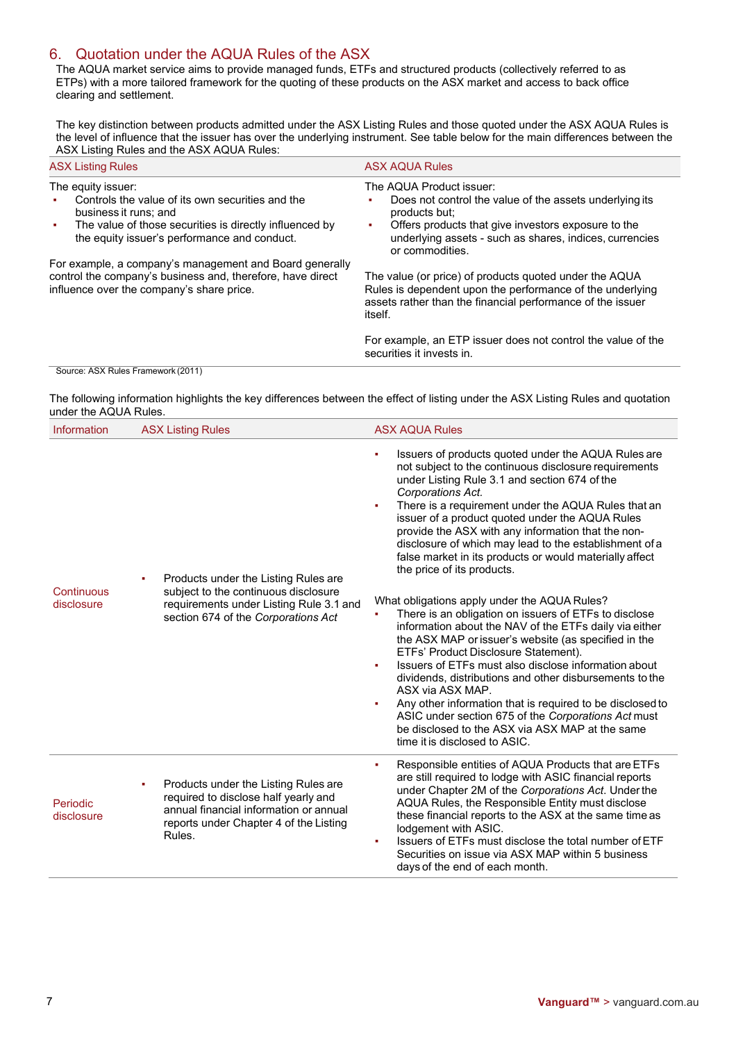## 6. Quotation under the AQUA Rules of the ASX

The AQUA market service aims to provide managed funds, ETFs and structured products (collectively referred to as ETPs) with a more tailored framework for the quoting of these products on the ASX market and access to back office clearing and settlement.

The key distinction between products admitted under the ASX Listing Rules and those quoted under the ASX AQUA Rules is the level of influence that the issuer has over the underlying instrument. See table below for the main differences between the ASX Listing Rules and the ASX AQUA Rules:

| ASX Listing Rules | ASX AQUA Rules |
|---|---|
| The equity issuer:<br>▪ Controls the value of its own securities and the business it runs; and<br>▪ The value of those securities is directly influenced by the equity issuer's performance and conduct.<br><br>For example, a company's management and Board generally control the company's business and, therefore, have direct influence over the company's share price. | The AQUA Product issuer:<br>▪ Does not control the value of the assets underlying its products but;<br>▪ Offers products that give investors exposure to the underlying assets - such as shares, indices, currencies or commodities.<br><br>The value (or price) of products quoted under the AQUA Rules is dependent upon the performance of the underlying assets rather than the financial performance of the issuer itself.<br><br>For example, an ETP issuer does not control the value of the securities it invests in. |

Source: ASX Rules Framework (2011)

The following information highlights the key differences between the effect of listing under the ASX Listing Rules and quotation under the AQUA Rules.

| Information | ASX Listing Rules | ASX AQUA Rules |
|---|---|---|
| Continuous disclosure | ▪ Products under the Listing Rules are subject to the continuous disclosure requirements under Listing Rule 3.1 and section 674 of the *Corporations Act* | ▪ Issuers of products quoted under the AQUA Rules are not subject to the continuous disclosure requirements under Listing Rule 3.1 and section 674 of the *Corporations Act.*<br>▪ There is a requirement under the AQUA Rules that an issuer of a product quoted under the AQUA Rules provide the ASX with any information the non-disclosure of which may lead to the establishment of a false market in its products or would materially affect the price of its products.<br><br>What obligations apply under the AQUA Rules?<br>▪ There is an obligation on issuers of ETFs to disclose information about the NAV of the ETFs daily via either the ASX MAP or issuer's website (as specified in the ETFs' Product Disclosure Statement).<br>▪ Issuers of ETFs must also disclose information about dividends, distributions and other disbursements to the ASX via ASX MAP.<br>▪ Any other information that is required to be disclosed to ASIC under section 675 of the *Corporations Act* must be disclosed to the ASX via ASX MAP at the same time it is disclosed to ASIC. |
| Periodic disclosure | ▪ Products under the Listing Rules are required to disclose half yearly and annual financial information or annual reports under Chapter 4 of the Listing Rules. | ▪ Responsible entities of AQUA Products that are ETFs are still required to lodge with ASIC financial reports under Chapter 2M of the *Corporations Act.* Under the AQUA Rules, the Responsible Entity must disclose these financial reports to the ASX at the same time as lodgement with ASIC.<br>▪ Issuers of ETFs must disclose the total number of ETF Securities on issue via ASX MAP within 5 business days of the end of each month. |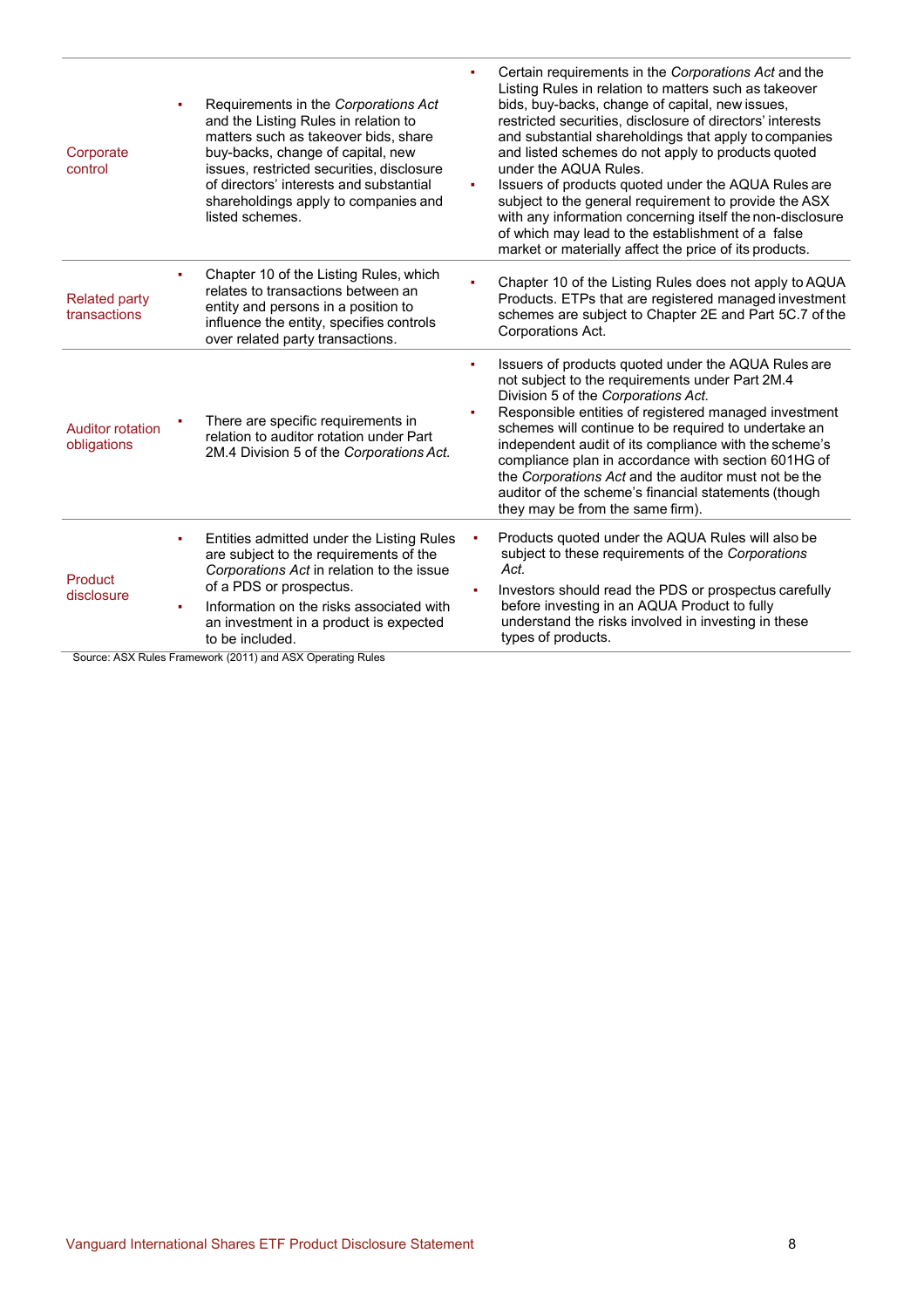| | | |
|---|---|---|
| Corporate control | ▪ Requirements in the *Corporations Act* and the Listing Rules in relation to matters such as takeover bids, share buy-backs, change of capital, new issues, restricted securities, disclosure of directors' interests and substantial shareholdings apply to companies and listed schemes. | ▪ Certain requirements in the *Corporations Act* and the Listing Rules in relation to matters such as takeover bids, buy-backs, change of capital, new issues, restricted securities, disclosure of directors' interests and substantial shareholdings that apply to companies and listed schemes do not apply to products quoted under the AQUA Rules.<br>▪ Issuers of products quoted under the AQUA Rules are subject to the general requirement to provide the ASX with any information concerning itself the non-disclosure of which may lead to the establishment of a false market or materially affect the price of its products. |
| Related party transactions | ▪ Chapter 10 of the Listing Rules, which relates to transactions between an entity and persons in a position to influence the entity, specifies controls over related party transactions. | ▪ Chapter 10 of the Listing Rules does not apply to AQUA Products. ETPs that are registered managed investment schemes are subject to Chapter 2E and Part 5C.7 of the Corporations Act. |
| Auditor rotation obligations | ▪ There are specific requirements in relation to auditor rotation under Part 2M.4 Division 5 of the *Corporations Act.* | ▪ Issuers of products quoted under the AQUA Rules are not subject to the requirements under Part 2M.4 Division 5 of the *Corporations Act.*<br>▪ Responsible entities of registered managed investment schemes will continue to be required to undertake an independent audit of its compliance with the scheme's compliance plan in accordance with section 601HG of the *Corporations Act* and the auditor must not be the auditor of the scheme's financial statements (though they may be from the same firm). |
| Product disclosure | ▪ Entities admitted under the Listing Rules are subject to the requirements of the *Corporations Act* in relation to the issue of a PDS or prospectus.<br>▪ Information on the risks associated with an investment in a product is expected to be included. | ▪ Products quoted under the AQUA Rules will also be subject to these requirements of the *Corporations Act.*<br>▪ Investors should read the PDS or prospectus carefully before investing in an AQUA Product to fully understand the risks involved in investing in these types of products. |

Source: ASX Rules Framework (2011) and ASX Operating Rules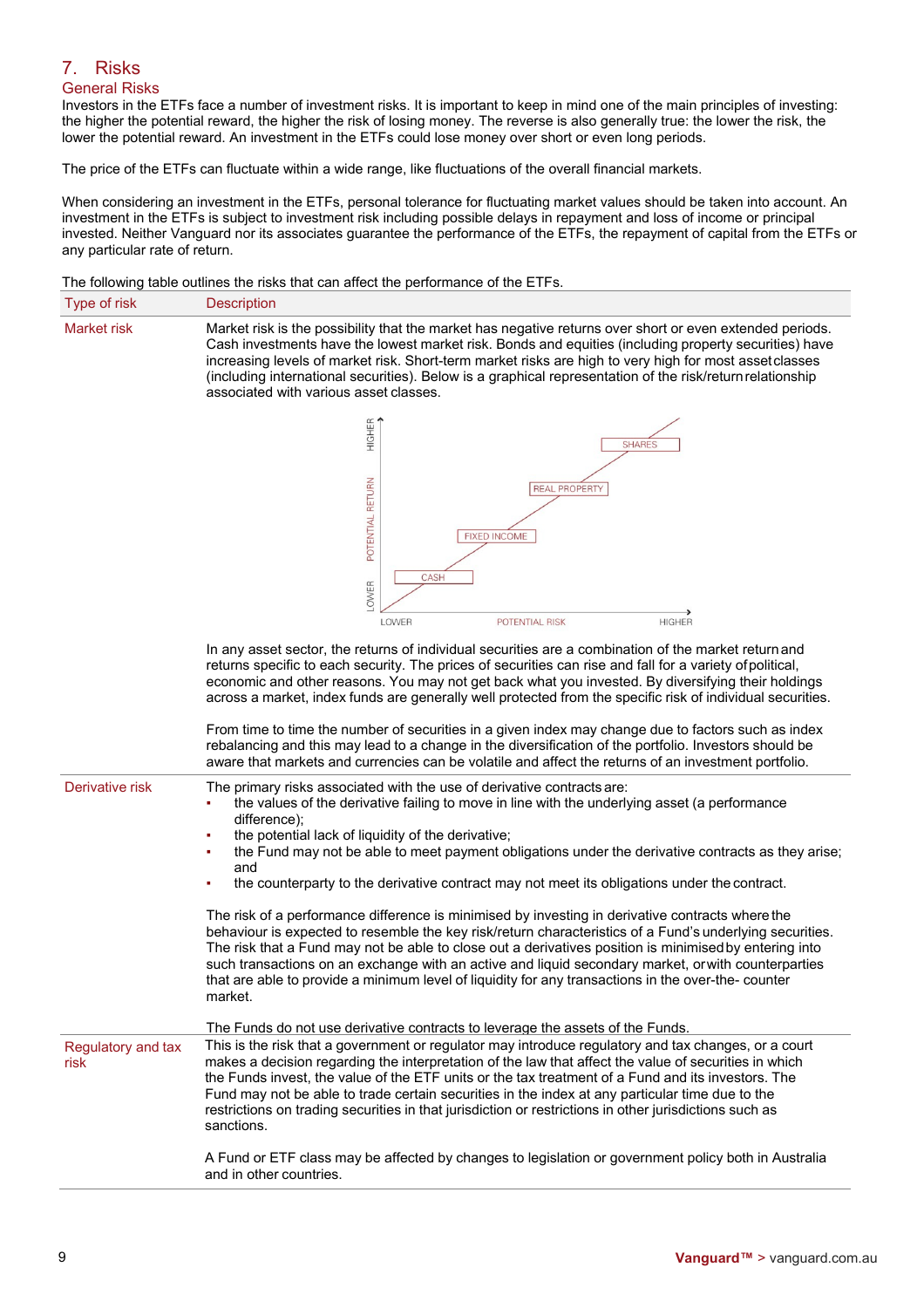# 7. Risks

## General Risks

Investors in the ETFs face a number of investment risks. It is important to keep in mind one of the main principles of investing: the higher the potential reward, the higher the risk of losing money. The reverse is also generally true: the lower the risk, the lower the potential reward. An investment in the ETFs could lose money over short or even long periods.

The price of the ETFs can fluctuate within a wide range, like fluctuations of the overall financial markets.

When considering an investment in the ETFs, personal tolerance for fluctuating market values should be taken into account. An investment in the ETFs is subject to investment risk including possible delays in repayment and loss of income or principal invested. Neither Vanguard nor its associates guarantee the performance of the ETFs, the repayment of capital from the ETFs or any particular rate of return.

The following table outlines the risks that can affect the performance of the ETFs.

| Type of risk | Description |
|---|---|
| Market risk | Market risk is the possibility that the market has negative returns over short or even extended periods. Cash investments have the lowest market risk. Bonds and equities (including property securities) have increasing levels of market risk. Short-term market risks are high to very high for most asset classes (including international securities). Below is a graphical representation of the risk/return relationship associated with various asset classes.<br><br>[Chart: POTENTIAL RETURN (LOWER to HIGHER) vs POTENTIAL RISK (LOWER to HIGHER): CASH, FIXED INCOME, REAL PROPERTY, SHARES]<br><br>In any asset sector, the returns of individual securities are a combination of the market return and returns specific to each security. The prices of securities can rise and fall for a variety of political, economic and other reasons. You may not get back what you invested. By diversifying their holdings across a market, index funds are generally well protected from the specific risk of individual securities.<br><br>From time to time the number of securities in a given index may change due to factors such as index rebalancing and this may lead to a change in the diversification of the portfolio. Investors should be aware that markets and currencies can be volatile and affect the returns of an investment portfolio. |
| Derivative risk | The primary risks associated with the use of derivative contracts are:<br>▪ the values of the derivative failing to move in line with the underlying asset (a performance difference);<br>▪ the potential lack of liquidity of the derivative;<br>▪ the Fund may not be able to meet payment obligations under the derivative contracts as they arise; and<br>▪ the counterparty to the derivative contract may not meet its obligations under the contract.<br><br>The risk of a performance difference is minimised by investing in derivative contracts where the behaviour is expected to resemble the key risk/return characteristics of a Fund's underlying securities. The risk that a Fund may not be able to close out a derivatives position is minimised by entering into such transactions on an exchange with an active and liquid secondary market, or with counterparties that are able to provide a minimum level of liquidity for any transactions in the over-the- counter market.<br><br>The Funds do not use derivative contracts to leverage the assets of the Funds. |
| Regulatory and tax risk | This is the risk that a government or regulator may introduce regulatory and tax changes, or a court makes a decision regarding the interpretation of the law that affect the value of securities in which the Funds invest, the value of the ETF units or the tax treatment of a Fund and its investors. The Fund may not be able to trade certain securities in the index at any particular time due to the restrictions on trading securities in that jurisdiction or restrictions in other jurisdictions such as sanctions.<br><br>A Fund or ETF class may be affected by changes to legislation or government policy both in Australia and in other countries. |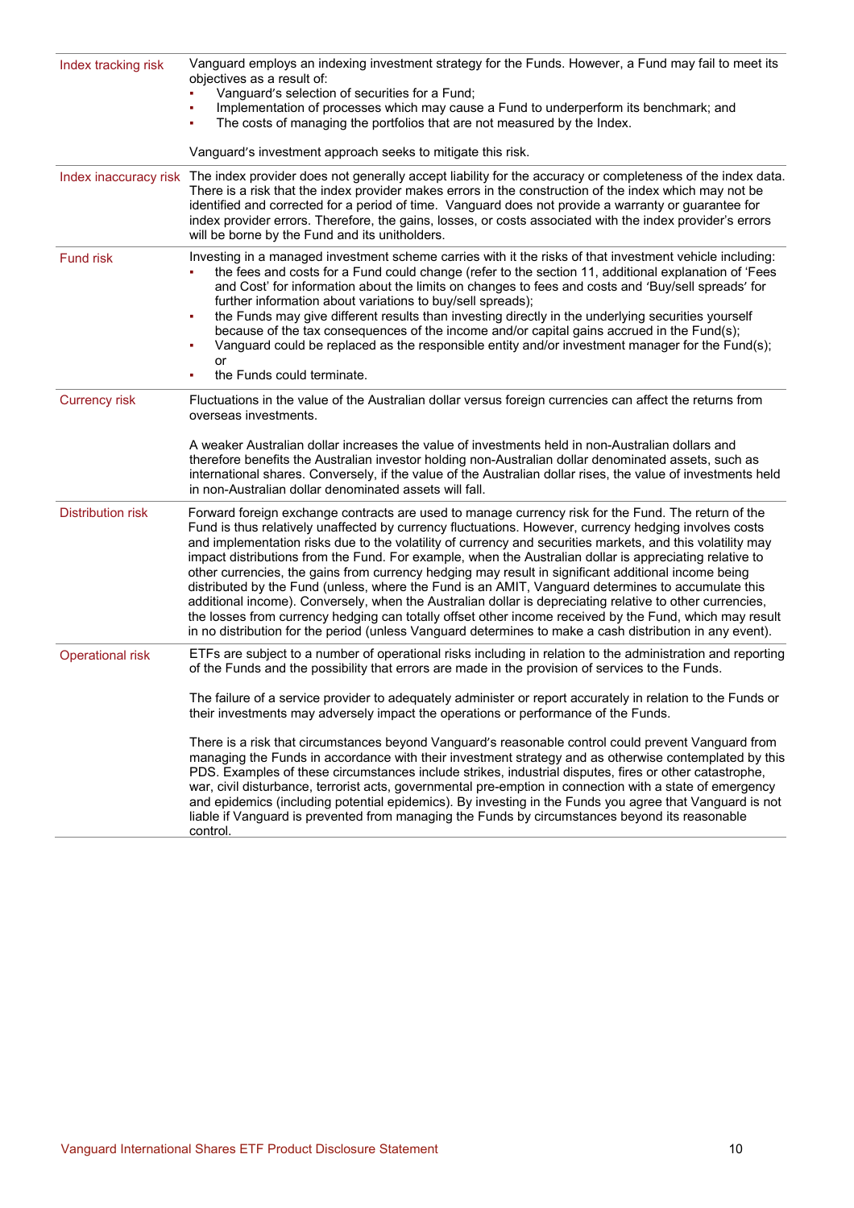| | |
|---|---|
| Index tracking risk | Vanguard employs an indexing investment strategy for the Funds. However, a Fund may fail to meet its objectives as a result of:<br>▪ Vanguard's selection of securities for a Fund;<br>▪ Implementation of processes which may cause a Fund to underperform its benchmark; and<br>▪ The costs of managing the portfolios that are not measured by the Index.<br><br>Vanguard's investment approach seeks to mitigate this risk. |
| Index inaccuracy risk | The index provider does not generally accept liability for the accuracy or completeness of the index data. There is a risk that the index provider makes errors in the construction of the index which may not be identified and corrected for a period of time. Vanguard does not provide a warranty or guarantee for index provider errors. Therefore, the gains, losses, or costs associated with the index provider's errors will be borne by the Fund and its unitholders. |
| Fund risk | Investing in a managed investment scheme carries with it the risks of that investment vehicle including:<br>▪ the fees and costs for a Fund could change (refer to the section 11, additional explanation of 'Fees and Cost' for information about the limits on changes to fees and costs and 'Buy/sell spreads' for further information about variations to buy/sell spreads);<br>▪ the Funds may give different results than investing directly in the underlying securities yourself because of the tax consequences of the income and/or capital gains accrued in the Fund(s);<br>▪ Vanguard could be replaced as the responsible entity and/or investment manager for the Fund(s); or<br>▪ the Funds could terminate. |
| Currency risk | Fluctuations in the value of the Australian dollar versus foreign currencies can affect the returns from overseas investments.<br><br>A weaker Australian dollar increases the value of investments held in non-Australian dollars and therefore benefits the Australian investor holding non-Australian dollar denominated assets, such as international shares. Conversely, if the value of the Australian dollar rises, the value of investments held in non-Australian dollar denominated assets will fall. |
| Distribution risk | Forward foreign exchange contracts are used to manage currency risk for the Fund. The return of the Fund is thus relatively unaffected by currency fluctuations. However, currency hedging involves costs and implementation risks due to the volatility of currency and securities markets, and this volatility may impact distributions from the Fund. For example, when the Australian dollar is appreciating relative to other currencies, the gains from currency hedging may result in significant additional income being distributed by the Fund (unless, where the Fund is an AMIT, Vanguard determines to accumulate this additional income). Conversely, when the Australian dollar is depreciating relative to other currencies, the losses from currency hedging can totally offset other income received by the Fund, which may result in no distribution for the period (unless Vanguard determines to make a cash distribution in any event). |
| Operational risk | ETFs are subject to a number of operational risks including in relation to the administration and reporting of the Funds and the possibility that errors are made in the provision of services to the Funds.<br><br>The failure of a service provider to adequately administer or report accurately in relation to the Funds or their investments may adversely impact the operations or performance of the Funds.<br><br>There is a risk that circumstances beyond Vanguard's reasonable control could prevent Vanguard from managing the Funds in accordance with their investment strategy and as otherwise contemplated by this PDS. Examples of these circumstances include strikes, industrial disputes, fires or other catastrophe, war, civil disturbance, terrorist acts, governmental pre-emption in connection with a state of emergency and epidemics (including potential epidemics). By investing in the Funds you agree that Vanguard is not liable if Vanguard is prevented from managing the Funds by circumstances beyond its reasonable control. |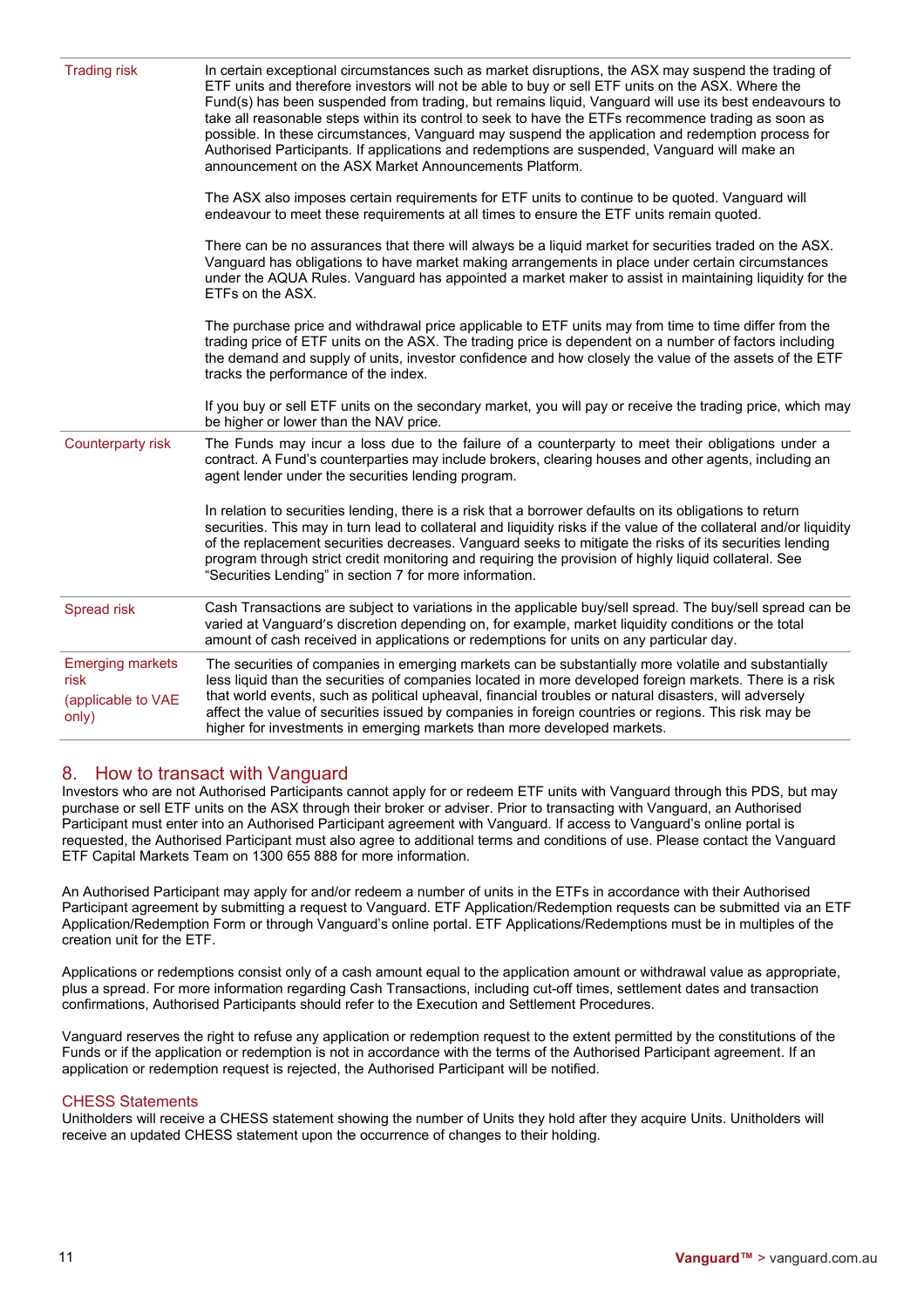| | |
|---|---|
| Trading risk | In certain exceptional circumstances such as market disruptions, the ASX may suspend the trading of ETF units and therefore investors will not be able to buy or sell ETF units on the ASX. Where the Fund(s) has been suspended from trading, but remains liquid, Vanguard will use its best endeavours to take all reasonable steps within its control to seek to have the ETFs recommence trading as soon as possible. In these circumstances, Vanguard may suspend the application and redemption process for Authorised Participants. If applications and redemptions are suspended, Vanguard will make an announcement on the ASX Market Announcements Platform.<br><br>The ASX also imposes certain requirements for ETF units to continue to be quoted. Vanguard will endeavour to meet these requirements at all times to ensure the ETF units remain quoted.<br><br>There can be no assurances that there will always be a liquid market for securities traded on the ASX. Vanguard has obligations to have market making arrangements in place under certain circumstances under the AQUA Rules. Vanguard has appointed a market maker to assist in maintaining liquidity for the ETFs on the ASX.<br><br>The purchase price and withdrawal price applicable to ETF units may from time to time differ from the trading price of ETF units on the ASX. The trading price is dependent on a number of factors including the demand and supply of units, investor confidence and how closely the value of the assets of the ETF tracks the performance of the index.<br><br>If you buy or sell ETF units on the secondary market, you will pay or receive the trading price, which may be higher or lower than the NAV price. |
| Counterparty risk | The Funds may incur a loss due to the failure of a counterparty to meet their obligations under a contract. A Fund's counterparties may include brokers, clearing houses and other agents, including an agent lender under the securities lending program.<br><br>In relation to securities lending, there is a risk that a borrower defaults on its obligations to return securities. This may in turn lead to collateral and liquidity risks if the value of the collateral and/or liquidity of the replacement securities decreases. Vanguard seeks to mitigate the risks of its securities lending program through strict credit monitoring and requiring the provision of highly liquid collateral. See "Securities Lending" in section 7 for more information. |
| Spread risk | Cash Transactions are subject to variations in the applicable buy/sell spread. The buy/sell spread can be varied at Vanguard's discretion depending on, for example, market liquidity conditions or the total amount of cash received in applications or redemptions for units on any particular day. |
| Emerging markets risk<br><br>(applicable to VAE only) | The securities of companies in emerging markets can be substantially more volatile and substantially less liquid than the securities of companies located in more developed foreign markets. There is a risk that world events, such as political upheaval, financial troubles or natural disasters, will adversely affect the value of securities issued by companies in foreign countries or regions. This risk may be higher for investments in emerging markets than more developed markets. |

## 8. How to transact with Vanguard

Investors who are not Authorised Participants cannot apply for or redeem ETF units with Vanguard through this PDS, but may purchase or sell ETF units on the ASX through their broker or adviser. Prior to transacting with Vanguard, an Authorised Participant must enter into an Authorised Participant agreement with Vanguard. If access to Vanguard's online portal is requested, the Authorised Participant must also agree to additional terms and conditions of use. Please contact the Vanguard ETF Capital Markets Team on 1300 655 888 for more information.

An Authorised Participant may apply for and/or redeem a number of units in the ETFs in accordance with their Authorised Participant agreement by submitting a request to Vanguard. ETF Application/Redemption requests can be submitted via an ETF Application/Redemption Form or through Vanguard's online portal. ETF Applications/Redemptions must be in multiples of the creation unit for the ETF.

Applications or redemptions consist only of a cash amount equal to the application amount or withdrawal value as appropriate, plus a spread. For more information regarding Cash Transactions, including cut-off times, settlement dates and transaction confirmations, Authorised Participants should refer to the Execution and Settlement Procedures.

Vanguard reserves the right to refuse any application or redemption request to the extent permitted by the constitutions of the Funds or if the application or redemption is not in accordance with the terms of the Authorised Participant agreement. If an application or redemption request is rejected, the Authorised Participant will be notified.

### CHESS Statements

Unitholders will receive a CHESS statement showing the number of Units they hold after they acquire Units. Unitholders will receive an updated CHESS statement upon the occurrence of changes to their holding.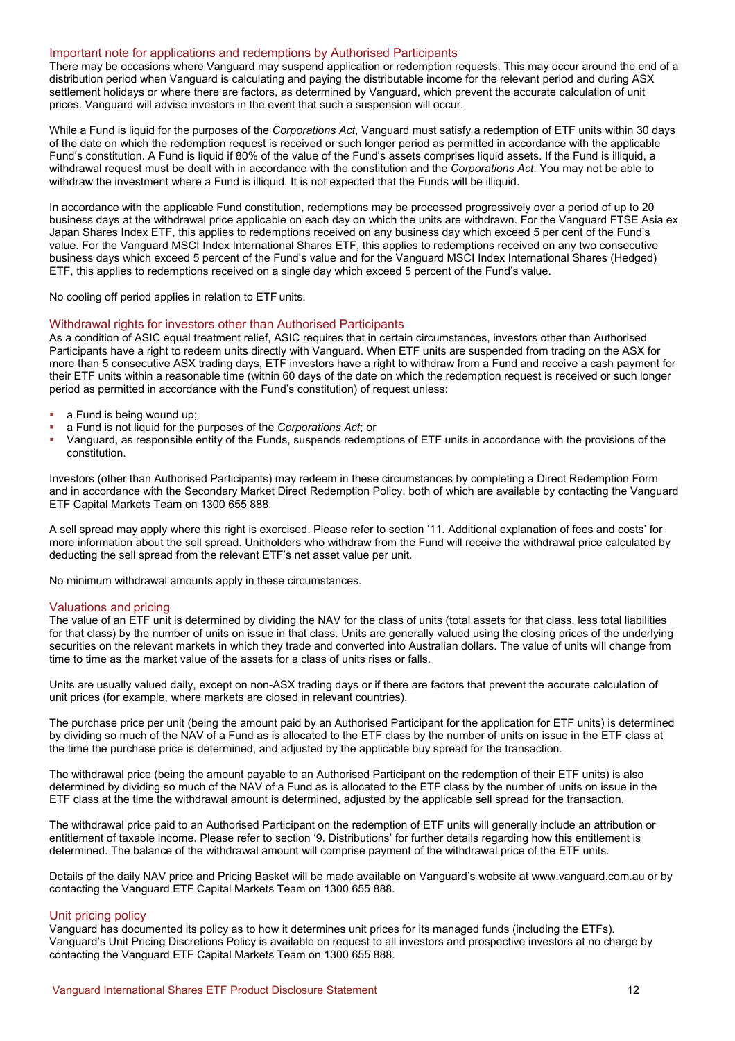## Important note for applications and redemptions by Authorised Participants

There may be occasions where Vanguard may suspend application or redemption requests. This may occur around the end of a distribution period when Vanguard is calculating and paying the distributable income for the relevant period and during ASX settlement holidays or where there are factors, as determined by Vanguard, which prevent the accurate calculation of unit prices. Vanguard will advise investors in the event that such a suspension will occur.

While a Fund is liquid for the purposes of the *Corporations Act*, Vanguard must satisfy a redemption of ETF units within 30 days of the date on which the redemption request is received or such longer period as permitted in accordance with the applicable Fund's constitution. A Fund is liquid if 80% of the value of the Fund's assets comprises liquid assets. If the Fund is illiquid, a withdrawal request must be dealt with in accordance with the constitution and the *Corporations Act*. You may not be able to withdraw the investment where a Fund is illiquid. It is not expected that the Funds will be illiquid.

In accordance with the applicable Fund constitution, redemptions may be processed progressively over a period of up to 20 business days at the withdrawal price applicable on each day on which the units are withdrawn. For the Vanguard FTSE Asia ex Japan Shares Index ETF, this applies to redemptions received on any business day which exceed 5 per cent of the Fund's value. For the Vanguard MSCI Index International Shares ETF, this applies to redemptions received on any two consecutive business days which exceed 5 percent of the Fund's value and for the Vanguard MSCI Index International Shares (Hedged) ETF, this applies to redemptions received on a single day which exceed 5 percent of the Fund's value.

No cooling off period applies in relation to ETF units.

## Withdrawal rights for investors other than Authorised Participants

As a condition of ASIC equal treatment relief, ASIC requires that in certain circumstances, investors other than Authorised Participants have a right to redeem units directly with Vanguard. When ETF units are suspended from trading on the ASX for more than 5 consecutive ASX trading days, ETF investors have a right to withdraw from a Fund and receive a cash payment for their ETF units within a reasonable time (within 60 days of the date on which the redemption request is received or such longer period as permitted in accordance with the Fund's constitution) of request unless:

- a Fund is being wound up;
- a Fund is not liquid for the purposes of the *Corporations Act*; or
- Vanguard, as responsible entity of the Funds, suspends redemptions of ETF units in accordance with the provisions of the constitution.

Investors (other than Authorised Participants) may redeem in these circumstances by completing a Direct Redemption Form and in accordance with the Secondary Market Direct Redemption Policy, both of which are available by contacting the Vanguard ETF Capital Markets Team on 1300 655 888.

A sell spread may apply where this right is exercised. Please refer to section '11. Additional explanation of fees and costs' for more information about the sell spread. Unitholders who withdraw from the Fund will receive the withdrawal price calculated by deducting the sell spread from the relevant ETF's net asset value per unit.

No minimum withdrawal amounts apply in these circumstances.

## Valuations and pricing

The value of an ETF unit is determined by dividing the NAV for the class of units (total assets for that class, less total liabilities for that class) by the number of units on issue in that class. Units are generally valued using the closing prices of the underlying securities on the relevant markets in which they trade and converted into Australian dollars. The value of units will change from time to time as the market value of the assets for a class of units rises or falls.

Units are usually valued daily, except on non-ASX trading days or if there are factors that prevent the accurate calculation of unit prices (for example, where markets are closed in relevant countries).

The purchase price per unit (being the amount paid by an Authorised Participant for the application for ETF units) is determined by dividing so much of the NAV of a Fund as is allocated to the ETF class by the number of units on issue in the ETF class at the time the purchase price is determined, and adjusted by the applicable buy spread for the transaction.

The withdrawal price (being the amount payable to an Authorised Participant on the redemption of their ETF units) is also determined by dividing so much of the NAV of a Fund as is allocated to the ETF class by the number of units on issue in the ETF class at the time the withdrawal amount is determined, adjusted by the applicable sell spread for the transaction.

The withdrawal price paid to an Authorised Participant on the redemption of ETF units will generally include an attribution or entitlement of taxable income. Please refer to section '9. Distributions' for further details regarding how this entitlement is determined. The balance of the withdrawal amount will comprise payment of the withdrawal price of the ETF units.

Details of the daily NAV price and Pricing Basket will be made available on Vanguard's website at www.vanguard.com.au or by contacting the Vanguard ETF Capital Markets Team on 1300 655 888.

## Unit pricing policy

Vanguard has documented its policy as to how it determines unit prices for its managed funds (including the ETFs). Vanguard's Unit Pricing Discretions Policy is available on request to all investors and prospective investors at no charge by contacting the Vanguard ETF Capital Markets Team on 1300 655 888.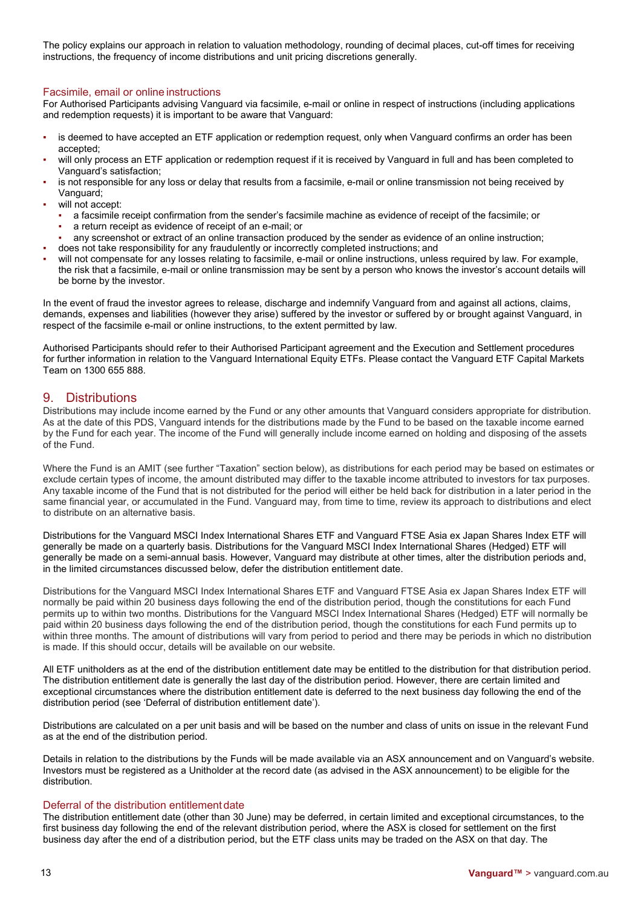The policy explains our approach in relation to valuation methodology, rounding of decimal places, cut-off times for receiving instructions, the frequency of income distributions and unit pricing discretions generally.

### Facsimile, email or online instructions

For Authorised Participants advising Vanguard via facsimile, e-mail or online in respect of instructions (including applications and redemption requests) it is important to be aware that Vanguard:

- is deemed to have accepted an ETF application or redemption request, only when Vanguard confirms an order has been accepted;
- will only process an ETF application or redemption request if it is received by Vanguard in full and has been completed to Vanguard's satisfaction;
- is not responsible for any loss or delay that results from a facsimile, e-mail or online transmission not being received by Vanguard;
- will not accept:
  - a facsimile receipt confirmation from the sender's facsimile machine as evidence of receipt of the facsimile; or
  - a return receipt as evidence of receipt of an e-mail; or
  - any screenshot or extract of an online transaction produced by the sender as evidence of an online instruction;
- does not take responsibility for any fraudulently or incorrectly completed instructions; and
- will not compensate for any losses relating to facsimile, e-mail or online instructions, unless required by law. For example, the risk that a facsimile, e-mail or online transmission may be sent by a person who knows the investor's account details will be borne by the investor.

In the event of fraud the investor agrees to release, discharge and indemnify Vanguard from and against all actions, claims, demands, expenses and liabilities (however they arise) suffered by the investor or suffered by or brought against Vanguard, in respect of the facsimile e-mail or online instructions, to the extent permitted by law.

Authorised Participants should refer to their Authorised Participant agreement and the Execution and Settlement procedures for further information in relation to the Vanguard International Equity ETFs. Please contact the Vanguard ETF Capital Markets Team on 1300 655 888.

## 9. Distributions

Distributions may include income earned by the Fund or any other amounts that Vanguard considers appropriate for distribution. As at the date of this PDS, Vanguard intends for the distributions made by the Fund to be based on the taxable income earned by the Fund for each year. The income of the Fund will generally include income earned on holding and disposing of the assets of the Fund.

Where the Fund is an AMIT (see further "Taxation" section below), as distributions for each period may be based on estimates or exclude certain types of income, the amount distributed may differ to the taxable income attributed to investors for tax purposes. Any taxable income of the Fund that is not distributed for the period will either be held back for distribution in a later period in the same financial year, or accumulated in the Fund. Vanguard may, from time to time, review its approach to distributions and elect to distribute on an alternative basis.

Distributions for the Vanguard MSCI Index International Shares ETF and Vanguard FTSE Asia ex Japan Shares Index ETF will generally be made on a quarterly basis. Distributions for the Vanguard MSCI Index International Shares (Hedged) ETF will generally be made on a semi-annual basis. However, Vanguard may distribute at other times, alter the distribution periods and, in the limited circumstances discussed below, defer the distribution entitlement date.

Distributions for the Vanguard MSCI Index International Shares ETF and Vanguard FTSE Asia ex Japan Shares Index ETF will normally be paid within 20 business days following the end of the distribution period, though the constitutions for each Fund permits up to within two months. Distributions for the Vanguard MSCI Index International Shares (Hedged) ETF will normally be paid within 20 business days following the end of the distribution period, though the constitutions for each Fund permits up to within three months. The amount of distributions will vary from period to period and there may be periods in which no distribution is made. If this should occur, details will be available on our website.

All ETF unitholders as at the end of the distribution entitlement date may be entitled to the distribution for that distribution period. The distribution entitlement date is generally the last day of the distribution period. However, there are certain limited and exceptional circumstances where the distribution entitlement date is deferred to the next business day following the end of the distribution period (see 'Deferral of distribution entitlement date').

Distributions are calculated on a per unit basis and will be based on the number and class of units on issue in the relevant Fund as at the end of the distribution period.

Details in relation to the distributions by the Funds will be made available via an ASX announcement and on Vanguard's website. Investors must be registered as a Unitholder at the record date (as advised in the ASX announcement) to be eligible for the distribution.

### Deferral of the distribution entitlement date

The distribution entitlement date (other than 30 June) may be deferred, in certain limited and exceptional circumstances, to the first business day following the end of the relevant distribution period, where the ASX is closed for settlement on the first business day after the end of a distribution period, but the ETF class units may be traded on the ASX on that day. The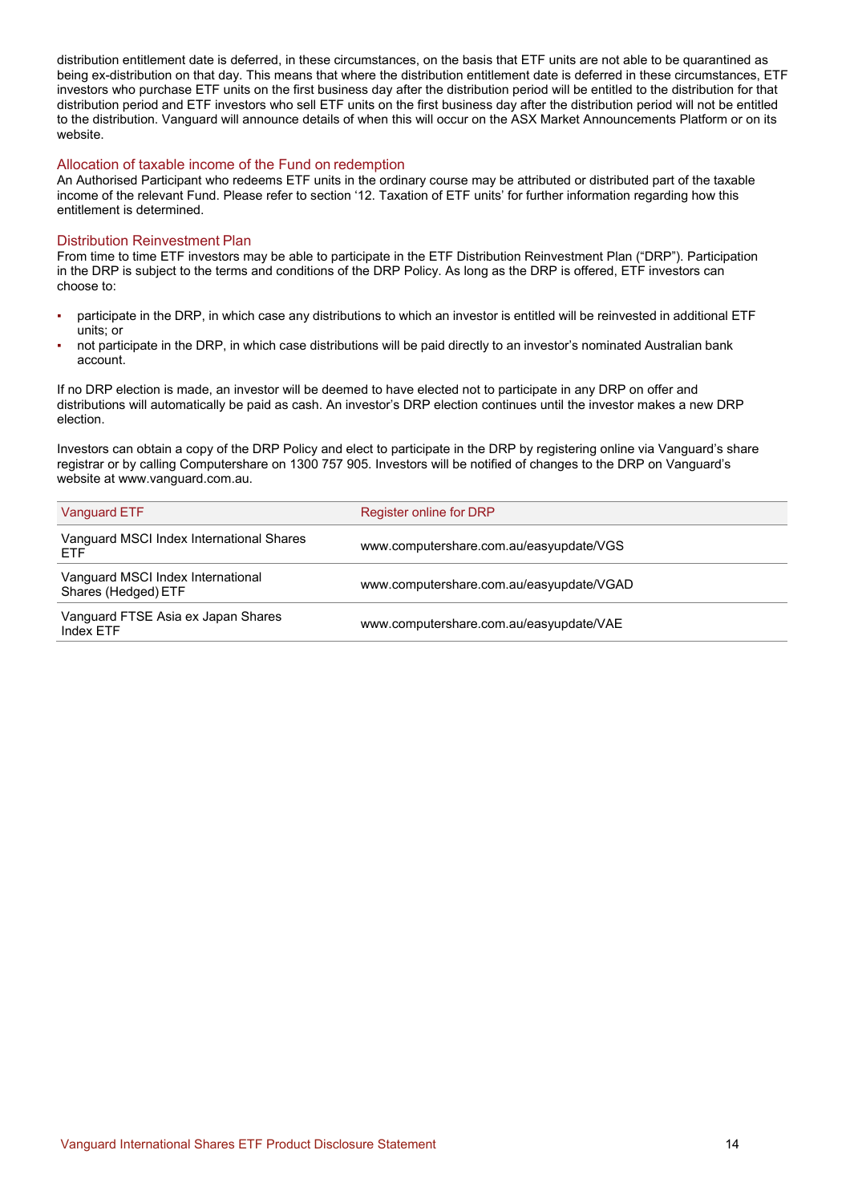distribution entitlement date is deferred, in these circumstances, on the basis that ETF units are not able to be quarantined as being ex-distribution on that day. This means that where the distribution entitlement date is deferred in these circumstances, ETF investors who purchase ETF units on the first business day after the distribution period will be entitled to the distribution for that distribution period and ETF investors who sell ETF units on the first business day after the distribution period will not be entitled to the distribution. Vanguard will announce details of when this will occur on the ASX Market Announcements Platform or on its website.

### Allocation of taxable income of the Fund on redemption

An Authorised Participant who redeems ETF units in the ordinary course may be attributed or distributed part of the taxable income of the relevant Fund. Please refer to section '12. Taxation of ETF units' for further information regarding how this entitlement is determined.

### Distribution Reinvestment Plan

From time to time ETF investors may be able to participate in the ETF Distribution Reinvestment Plan ("DRP"). Participation in the DRP is subject to the terms and conditions of the DRP Policy. As long as the DRP is offered, ETF investors can choose to:

- participate in the DRP, in which case any distributions to which an investor is entitled will be reinvested in additional ETF units; or
- not participate in the DRP, in which case distributions will be paid directly to an investor's nominated Australian bank account.

If no DRP election is made, an investor will be deemed to have elected not to participate in any DRP on offer and distributions will automatically be paid as cash. An investor's DRP election continues until the investor makes a new DRP election.

Investors can obtain a copy of the DRP Policy and elect to participate in the DRP by registering online via Vanguard's share registrar or by calling Computershare on 1300 757 905. Investors will be notified of changes to the DRP on Vanguard's website at www.vanguard.com.au.

| Vanguard ETF | Register online for DRP |
| --- | --- |
| Vanguard MSCI Index International Shares ETF | www.computershare.com.au/easyupdate/VGS |
| Vanguard MSCI Index International Shares (Hedged) ETF | www.computershare.com.au/easyupdate/VGAD |
| Vanguard FTSE Asia ex Japan Shares Index ETF | www.computershare.com.au/easyupdate/VAE |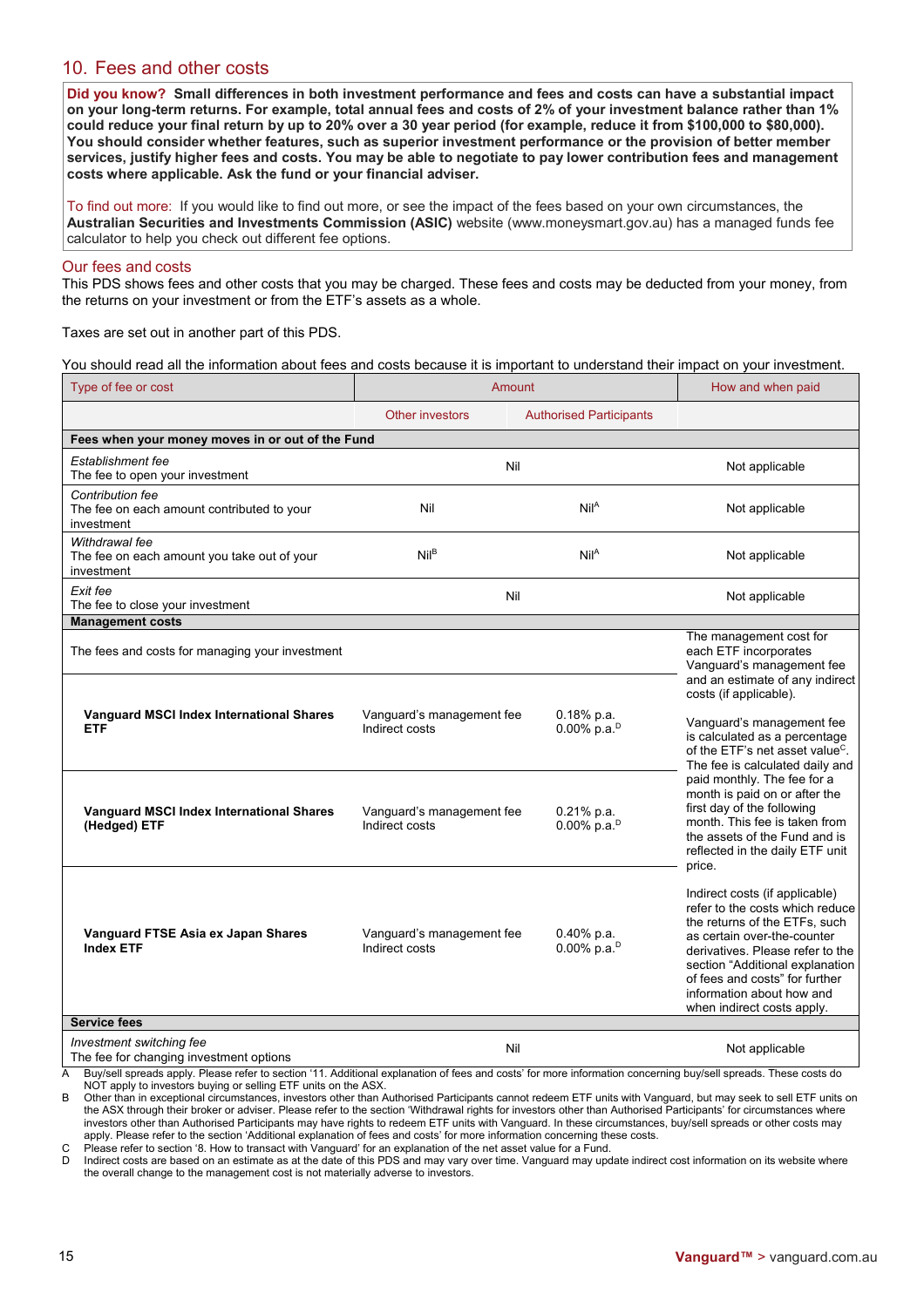## 10. Fees and other costs

**Did you know? Small differences in both investment performance and fees and costs can have a substantial impact on your long-term returns. For example, total annual fees and costs of 2% of your investment balance rather than 1% could reduce your final return by up to 20% over a 30 year period (for example, reduce it from $100,000 to $80,000). You should consider whether features, such as superior investment performance or the provision of better member services, justify higher fees and costs. You may be able to negotiate to pay lower contribution fees and management costs where applicable. Ask the fund or your financial adviser.**

To find out more: If you would like to find out more, or see the impact of the fees based on your own circumstances, the **Australian Securities and Investments Commission (ASIC)** website (www.moneysmart.gov.au) has a managed funds fee calculator to help you check out different fee options.

### Our fees and costs

This PDS shows fees and other costs that you may be charged. These fees and costs may be deducted from your money, from the returns on your investment or from the ETF's assets as a whole.

Taxes are set out in another part of this PDS.

You should read all the information about fees and costs because it is important to understand their impact on your investment.

| Type of fee or cost | Amount | | How and when paid |
|---|---|---|---|
| | Other investors | Authorised Participants | |
| **Fees when your money moves in or out of the Fund** | | | |
| *Establishment fee* The fee to open your investment | Nil | | Not applicable |
| *Contribution fee* The fee on each amount contributed to your investment | Nil | Nil[A] | Not applicable |
| *Withdrawal fee* The fee on each amount you take out of your investment | Nil[B] | Nil[A] | Not applicable |
| *Exit fee* The fee to close your investment | Nil | | Not applicable |
| **Management costs** | | | |
| The fees and costs for managing your investment | | | The management cost for each ETF incorporates Vanguard's management fee and an estimate of any indirect costs (if applicable). Vanguard's management fee is calculated as a percentage of the ETF's net asset value[C]. The fee is calculated daily and paid monthly. The fee for a month is paid on or after the first day of the following month. This fee is taken from the assets of the Fund and is reflected in the daily ETF unit price. Indirect costs (if applicable) refer to the costs which reduce the returns of the ETFs, such as certain over-the-counter derivatives. Please refer to the section "Additional explanation of fees and costs" for further information about how and when indirect costs apply. |
| **Vanguard MSCI Index International Shares ETF** | Vanguard's management fee<br>Indirect costs | 0.18% p.a.<br>0.00% p.a.[D] | |
| **Vanguard MSCI Index International Shares (Hedged) ETF** | Vanguard's management fee<br>Indirect costs | 0.21% p.a.<br>0.00% p.a.[D] | |
| **Vanguard FTSE Asia ex Japan Shares Index ETF** | Vanguard's management fee<br>Indirect costs | 0.40% p.a.<br>0.00% p.a.[D] | |
| **Service fees** | | | |
| *Investment switching fee* The fee for changing investment options | Nil | | Not applicable |

A Buy/sell spreads apply. Please refer to section '11. Additional explanation of fees and costs' for more information concerning buy/sell spreads. These costs do NOT apply to investors buying or selling ETF units on the ASX.

B Other than in exceptional circumstances, investors other than Authorised Participants cannot redeem ETF units with Vanguard, but may seek to sell ETF units on the ASX through their broker or adviser. Please refer to the section 'Withdrawal rights for investors other than Authorised Participants' for circumstances where investors other than Authorised Participants may have rights to redeem ETF units with Vanguard. In these circumstances, buy/sell spreads or other costs may apply. Please refer to the section 'Additional explanation of fees and costs' for more information concerning these costs.

C Please refer to section '8. How to transact with Vanguard' for an explanation of the net asset value for a Fund.

D Indirect costs are based on an estimate as at the date of this PDS and may vary over time. Vanguard may update indirect cost information on its website where the overall change to the management cost is not materially adverse to investors.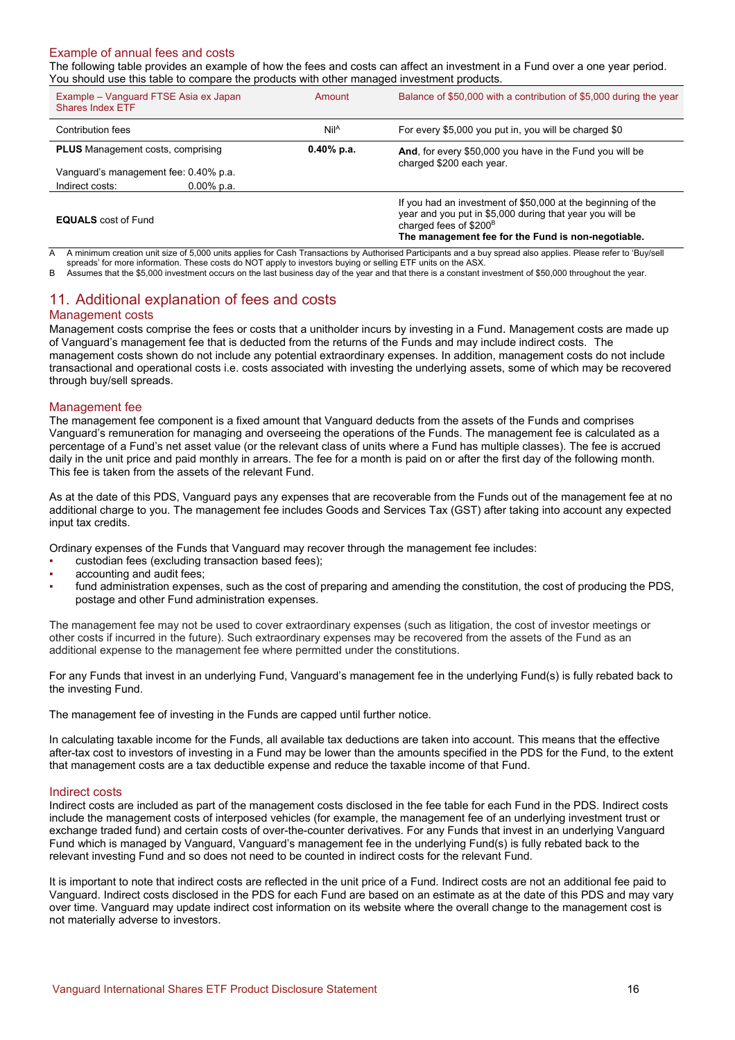## Example of annual fees and costs

The following table provides an example of how the fees and costs can affect an investment in a Fund over a one year period. You should use this table to compare the products with other managed investment products.

| Example – Vanguard FTSE Asia ex Japan Shares Index ETF | Amount | Balance of $50,000 with a contribution of $5,000 during the year |
|---|---|---|
| Contribution fees | Nil[A] | For every $5,000 you put in, you will be charged $0 |
| **PLUS** Management costs, comprising<br>Vanguard's management fee: 0.40% p.a.<br>Indirect costs: 0.00% p.a. | **0.40% p.a.** | **And**, for every $50,000 you have in the Fund you will be charged $200 each year. |
| **EQUALS** cost of Fund | | If you had an investment of $50,000 at the beginning of the year and you put in $5,000 during that year you will be charged fees of $200[B]<br>**The management fee for the Fund is non-negotiable.** |

A A minimum creation unit size of 5,000 units applies for Cash Transactions by Authorised Participants and a buy spread also applies. Please refer to 'Buy/sell spreads' for more information. These costs do NOT apply to investors buying or selling ETF units on the ASX.

B Assumes that the $5,000 investment occurs on the last business day of the year and that there is a constant investment of $50,000 throughout the year.

# 11. Additional explanation of fees and costs

## Management costs

Management costs comprise the fees or costs that a unitholder incurs by investing in a Fund. Management costs are made up of Vanguard's management fee that is deducted from the returns of the Funds and may include indirect costs. The management costs shown do not include any potential extraordinary expenses. In addition, management costs do not include transactional and operational costs i.e. costs associated with investing the underlying assets, some of which may be recovered through buy/sell spreads.

## Management fee

The management fee component is a fixed amount that Vanguard deducts from the assets of the Funds and comprises Vanguard's remuneration for managing and overseeing the operations of the Funds. The management fee is calculated as a percentage of a Fund's net asset value (or the relevant class of units where a Fund has multiple classes). The fee is accrued daily in the unit price and paid monthly in arrears. The fee for a month is paid on or after the first day of the following month. This fee is taken from the assets of the relevant Fund.

As at the date of this PDS, Vanguard pays any expenses that are recoverable from the Funds out of the management fee at no additional charge to you. The management fee includes Goods and Services Tax (GST) after taking into account any expected input tax credits.

Ordinary expenses of the Funds that Vanguard may recover through the management fee includes:

- custodian fees (excluding transaction based fees);
- accounting and audit fees;
- fund administration expenses, such as the cost of preparing and amending the constitution, the cost of producing the PDS, postage and other Fund administration expenses.

The management fee may not be used to cover extraordinary expenses (such as litigation, the cost of investor meetings or other costs if incurred in the future). Such extraordinary expenses may be recovered from the assets of the Fund as an additional expense to the management fee where permitted under the constitutions.

For any Funds that invest in an underlying Fund, Vanguard's management fee in the underlying Fund(s) is fully rebated back to the investing Fund.

The management fee of investing in the Funds are capped until further notice.

In calculating taxable income for the Funds, all available tax deductions are taken into account. This means that the effective after-tax cost to investors of investing in a Fund may be lower than the amounts specified in the PDS for the Fund, to the extent that management costs are a tax deductible expense and reduce the taxable income of that Fund.

## Indirect costs

Indirect costs are included as part of the management costs disclosed in the fee table for each Fund in the PDS. Indirect costs include the management costs of interposed vehicles (for example, the management fee of an underlying investment trust or exchange traded fund) and certain costs of over-the-counter derivatives. For any Funds that invest in an underlying Vanguard Fund which is managed by Vanguard, Vanguard's management fee in the underlying Fund(s) is fully rebated back to the relevant investing Fund and so does not need to be counted in indirect costs for the relevant Fund.

It is important to note that indirect costs are reflected in the unit price of a Fund. Indirect costs are not an additional fee paid to Vanguard. Indirect costs disclosed in the PDS for each Fund are based on an estimate as at the date of this PDS and may vary over time. Vanguard may update indirect cost information on its website where the overall change to the management cost is not materially adverse to investors.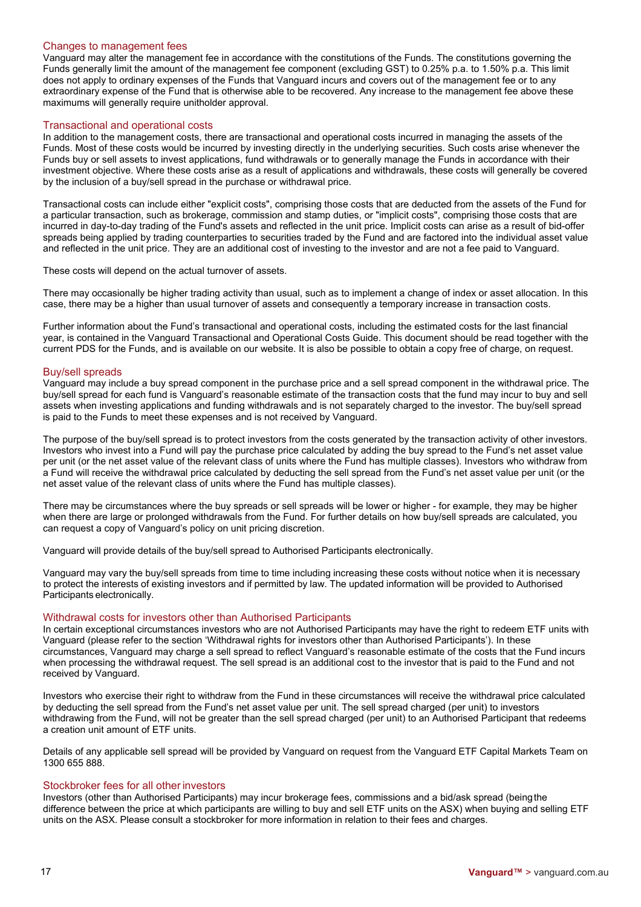## Changes to management fees

Vanguard may alter the management fee in accordance with the constitutions of the Funds. The constitutions governing the Funds generally limit the amount of the management fee component (excluding GST) to 0.25% p.a. to 1.50% p.a. This limit does not apply to ordinary expenses of the Funds that Vanguard incurs and covers out of the management fee or to any extraordinary expense of the Fund that is otherwise able to be recovered. Any increase to the management fee above these maximums will generally require unitholder approval.

## Transactional and operational costs

In addition to the management costs, there are transactional and operational costs incurred in managing the assets of the Funds. Most of these costs would be incurred by investing directly in the underlying securities. Such costs arise whenever the Funds buy or sell assets to invest applications, fund withdrawals or to generally manage the Funds in accordance with their investment objective. Where these costs arise as a result of applications and withdrawals, these costs will generally be covered by the inclusion of a buy/sell spread in the purchase or withdrawal price.

Transactional costs can include either "explicit costs", comprising those costs that are deducted from the assets of the Fund for a particular transaction, such as brokerage, commission and stamp duties, or "implicit costs", comprising those costs that are incurred in day-to-day trading of the Fund's assets and reflected in the unit price. Implicit costs can arise as a result of bid-offer spreads being applied by trading counterparties to securities traded by the Fund and are factored into the individual asset value and reflected in the unit price. They are an additional cost of investing to the investor and are not a fee paid to Vanguard.

These costs will depend on the actual turnover of assets.

There may occasionally be higher trading activity than usual, such as to implement a change of index or asset allocation. In this case, there may be a higher than usual turnover of assets and consequently a temporary increase in transaction costs.

Further information about the Fund's transactional and operational costs, including the estimated costs for the last financial year, is contained in the Vanguard Transactional and Operational Costs Guide. This document should be read together with the current PDS for the Funds, and is available on our website. It is also be possible to obtain a copy free of charge, on request.

## Buy/sell spreads

Vanguard may include a buy spread component in the purchase price and a sell spread component in the withdrawal price. The buy/sell spread for each fund is Vanguard's reasonable estimate of the transaction costs that the fund may incur to buy and sell assets when investing applications and funding withdrawals and is not separately charged to the investor. The buy/sell spread is paid to the Funds to meet these expenses and is not received by Vanguard.

The purpose of the buy/sell spread is to protect investors from the costs generated by the transaction activity of other investors. Investors who invest into a Fund will pay the purchase price calculated by adding the buy spread to the Fund's net asset value per unit (or the net asset value of the relevant class of units where the Fund has multiple classes). Investors who withdraw from a Fund will receive the withdrawal price calculated by deducting the sell spread from the Fund's net asset value per unit (or the net asset value of the relevant class of units where the Fund has multiple classes).

There may be circumstances where the buy spreads or sell spreads will be lower or higher - for example, they may be higher when there are large or prolonged withdrawals from the Fund. For further details on how buy/sell spreads are calculated, you can request a copy of Vanguard's policy on unit pricing discretion.

Vanguard will provide details of the buy/sell spread to Authorised Participants electronically.

Vanguard may vary the buy/sell spreads from time to time including increasing these costs without notice when it is necessary to protect the interests of existing investors and if permitted by law. The updated information will be provided to Authorised Participants electronically.

## Withdrawal costs for investors other than Authorised Participants

In certain exceptional circumstances investors who are not Authorised Participants may have the right to redeem ETF units with Vanguard (please refer to the section 'Withdrawal rights for investors other than Authorised Participants'). In these circumstances, Vanguard may charge a sell spread to reflect Vanguard's reasonable estimate of the costs that the Fund incurs when processing the withdrawal request. The sell spread is an additional cost to the investor that is paid to the Fund and not received by Vanguard.

Investors who exercise their right to withdraw from the Fund in these circumstances will receive the withdrawal price calculated by deducting the sell spread from the Fund's net asset value per unit. The sell spread charged (per unit) to investors withdrawing from the Fund, will not be greater than the sell spread charged (per unit) to an Authorised Participant that redeems a creation unit amount of ETF units.

Details of any applicable sell spread will be provided by Vanguard on request from the Vanguard ETF Capital Markets Team on 1300 655 888.

## Stockbroker fees for all other investors

Investors (other than Authorised Participants) may incur brokerage fees, commissions and a bid/ask spread (being the difference between the price at which participants are willing to buy and sell ETF units on the ASX) when buying and selling ETF units on the ASX. Please consult a stockbroker for more information in relation to their fees and charges.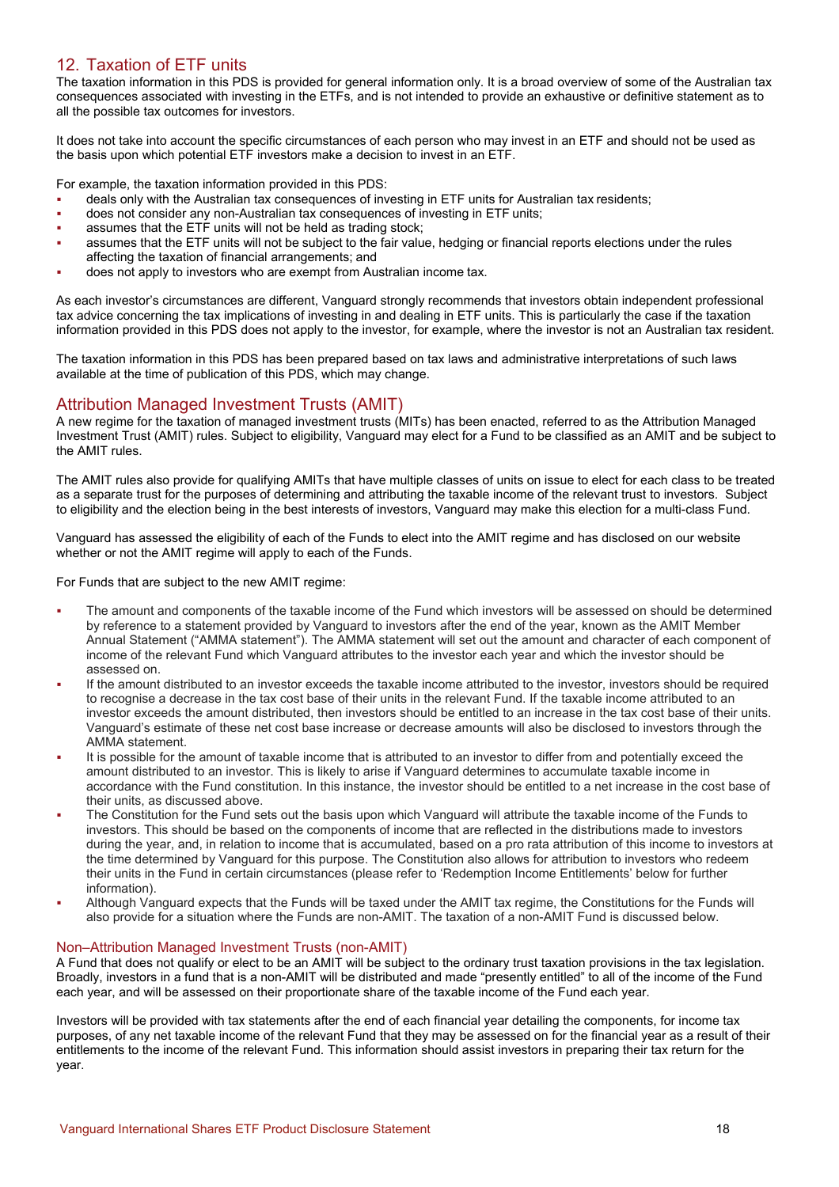## 12. Taxation of ETF units

The taxation information in this PDS is provided for general information only. It is a broad overview of some of the Australian tax consequences associated with investing in the ETFs, and is not intended to provide an exhaustive or definitive statement as to all the possible tax outcomes for investors.

It does not take into account the specific circumstances of each person who may invest in an ETF and should not be used as the basis upon which potential ETF investors make a decision to invest in an ETF.

For example, the taxation information provided in this PDS:

- deals only with the Australian tax consequences of investing in ETF units for Australian tax residents;
- does not consider any non-Australian tax consequences of investing in ETF units;
- assumes that the ETF units will not be held as trading stock;
- assumes that the ETF units will not be subject to the fair value, hedging or financial reports elections under the rules affecting the taxation of financial arrangements; and
- does not apply to investors who are exempt from Australian income tax.

As each investor's circumstances are different, Vanguard strongly recommends that investors obtain independent professional tax advice concerning the tax implications of investing in and dealing in ETF units. This is particularly the case if the taxation information provided in this PDS does not apply to the investor, for example, where the investor is not an Australian tax resident.

The taxation information in this PDS has been prepared based on tax laws and administrative interpretations of such laws available at the time of publication of this PDS, which may change.

### Attribution Managed Investment Trusts (AMIT)

A new regime for the taxation of managed investment trusts (MITs) has been enacted, referred to as the Attribution Managed Investment Trust (AMIT) rules. Subject to eligibility, Vanguard may elect for a Fund to be classified as an AMIT and be subject to the AMIT rules.

The AMIT rules also provide for qualifying AMITs that have multiple classes of units on issue to elect for each class to be treated as a separate trust for the purposes of determining and attributing the taxable income of the relevant trust to investors. Subject to eligibility and the election being in the best interests of investors, Vanguard may make this election for a multi-class Fund.

Vanguard has assessed the eligibility of each of the Funds to elect into the AMIT regime and has disclosed on our website whether or not the AMIT regime will apply to each of the Funds.

For Funds that are subject to the new AMIT regime:

- The amount and components of the taxable income of the Fund which investors will be assessed on should be determined by reference to a statement provided by Vanguard to investors after the end of the year, known as the AMIT Member Annual Statement ("AMMA statement"). The AMMA statement will set out the amount and character of each component of income of the relevant Fund which Vanguard attributes to the investor each year and which the investor should be assessed on.
- If the amount distributed to an investor exceeds the taxable income attributed to the investor, investors should be required to recognise a decrease in the tax cost base of their units in the relevant Fund. If the taxable income attributed to an investor exceeds the amount distributed, then investors should be entitled to an increase in the tax cost base of their units. Vanguard's estimate of these net cost base increase or decrease amounts will also be disclosed to investors through the AMMA statement.
- It is possible for the amount of taxable income that is attributed to an investor to differ from and potentially exceed the amount distributed to an investor. This is likely to arise if Vanguard determines to accumulate taxable income in accordance with the Fund constitution. In this instance, the investor should be entitled to a net increase in the cost base of their units, as discussed above.
- The Constitution for the Fund sets out the basis upon which Vanguard will attribute the taxable income of the Funds to investors. This should be based on the components of income that are reflected in the distributions made to investors during the year, and, in relation to income that is accumulated, based on a pro rata attribution of this income to investors at the time determined by Vanguard for this purpose. The Constitution also allows for attribution to investors who redeem their units in the Fund in certain circumstances (please refer to 'Redemption Income Entitlements' below for further information).
- Although Vanguard expects that the Funds will be taxed under the AMIT tax regime, the Constitutions for the Funds will also provide for a situation where the Funds are non-AMIT. The taxation of a non-AMIT Fund is discussed below.

#### Non–Attribution Managed Investment Trusts (non-AMIT)

A Fund that does not qualify or elect to be an AMIT will be subject to the ordinary trust taxation provisions in the tax legislation. Broadly, investors in a fund that is a non-AMIT will be distributed and made "presently entitled" to all of the income of the Fund each year, and will be assessed on their proportionate share of the taxable income of the Fund each year.

Investors will be provided with tax statements after the end of each financial year detailing the components, for income tax purposes, of any net taxable income of the relevant Fund that they may be assessed on for the financial year as a result of their entitlements to the income of the relevant Fund. This information should assist investors in preparing their tax return for the year.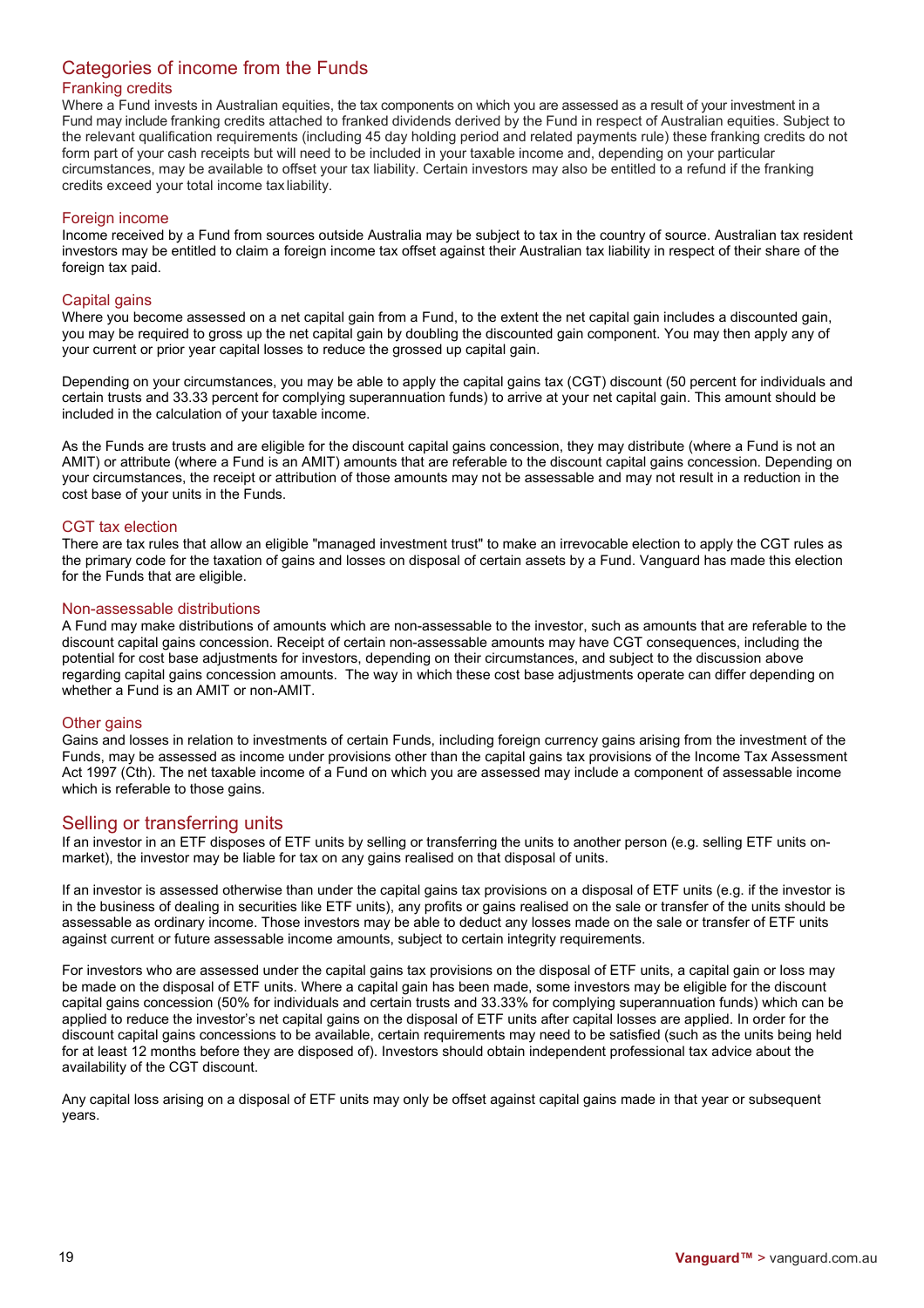## Categories of income from the Funds

### Franking credits

Where a Fund invests in Australian equities, the tax components on which you are assessed as a result of your investment in a Fund may include franking credits attached to franked dividends derived by the Fund in respect of Australian equities. Subject to the relevant qualification requirements (including 45 day holding period and related payments rule) these franking credits do not form part of your cash receipts but will need to be included in your taxable income and, depending on your particular circumstances, may be available to offset your tax liability. Certain investors may also be entitled to a refund if the franking credits exceed your total income tax liability.

### Foreign income

Income received by a Fund from sources outside Australia may be subject to tax in the country of source. Australian tax resident investors may be entitled to claim a foreign income tax offset against their Australian tax liability in respect of their share of the foreign tax paid.

### Capital gains

Where you become assessed on a net capital gain from a Fund, to the extent the net capital gain includes a discounted gain, you may be required to gross up the net capital gain by doubling the discounted gain component. You may then apply any of your current or prior year capital losses to reduce the grossed up capital gain.

Depending on your circumstances, you may be able to apply the capital gains tax (CGT) discount (50 percent for individuals and certain trusts and 33.33 percent for complying superannuation funds) to arrive at your net capital gain. This amount should be included in the calculation of your taxable income.

As the Funds are trusts and are eligible for the discount capital gains concession, they may distribute (where a Fund is not an AMIT) or attribute (where a Fund is an AMIT) amounts that are referable to the discount capital gains concession. Depending on your circumstances, the receipt or attribution of those amounts may not be assessable and may not result in a reduction in the cost base of your units in the Funds.

### CGT tax election

There are tax rules that allow an eligible "managed investment trust" to make an irrevocable election to apply the CGT rules as the primary code for the taxation of gains and losses on disposal of certain assets by a Fund. Vanguard has made this election for the Funds that are eligible.

### Non-assessable distributions

A Fund may make distributions of amounts which are non-assessable to the investor, such as amounts that are referable to the discount capital gains concession. Receipt of certain non-assessable amounts may have CGT consequences, including the potential for cost base adjustments for investors, depending on their circumstances, and subject to the discussion above regarding capital gains concession amounts. The way in which these cost base adjustments operate can differ depending on whether a Fund is an AMIT or non-AMIT.

### Other gains

Gains and losses in relation to investments of certain Funds, including foreign currency gains arising from the investment of the Funds, may be assessed as income under provisions other than the capital gains tax provisions of the Income Tax Assessment Act 1997 (Cth). The net taxable income of a Fund on which you are assessed may include a component of assessable income which is referable to those gains.

## Selling or transferring units

If an investor in an ETF disposes of ETF units by selling or transferring the units to another person (e.g. selling ETF units on-market), the investor may be liable for tax on any gains realised on that disposal of units.

If an investor is assessed otherwise than under the capital gains tax provisions on a disposal of ETF units (e.g. if the investor is in the business of dealing in securities like ETF units), any profits or gains realised on the sale or transfer of the units should be assessable as ordinary income. Those investors may be able to deduct any losses made on the sale or transfer of ETF units against current or future assessable income amounts, subject to certain integrity requirements.

For investors who are assessed under the capital gains tax provisions on the disposal of ETF units, a capital gain or loss may be made on the disposal of ETF units. Where a capital gain has been made, some investors may be eligible for the discount capital gains concession (50% for individuals and certain trusts and 33.33% for complying superannuation funds) which can be applied to reduce the investor's net capital gains on the disposal of ETF units after capital losses are applied. In order for the discount capital gains concessions to be available, certain requirements may need to be satisfied (such as the units being held for at least 12 months before they are disposed of). Investors should obtain independent professional tax advice about the availability of the CGT discount.

Any capital loss arising on a disposal of ETF units may only be offset against capital gains made in that year or subsequent years.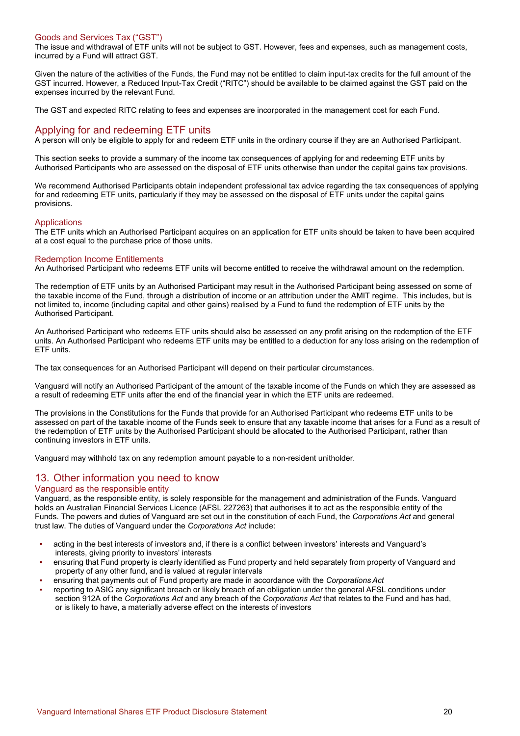### Goods and Services Tax ("GST")

The issue and withdrawal of ETF units will not be subject to GST. However, fees and expenses, such as management costs, incurred by a Fund will attract GST.

Given the nature of the activities of the Funds, the Fund may not be entitled to claim input-tax credits for the full amount of the GST incurred. However, a Reduced Input-Tax Credit ("RITC") should be available to be claimed against the GST paid on the expenses incurred by the relevant Fund.

The GST and expected RITC relating to fees and expenses are incorporated in the management cost for each Fund.

## Applying for and redeeming ETF units

A person will only be eligible to apply for and redeem ETF units in the ordinary course if they are an Authorised Participant.

This section seeks to provide a summary of the income tax consequences of applying for and redeeming ETF units by Authorised Participants who are assessed on the disposal of ETF units otherwise than under the capital gains tax provisions.

We recommend Authorised Participants obtain independent professional tax advice regarding the tax consequences of applying for and redeeming ETF units, particularly if they may be assessed on the disposal of ETF units under the capital gains provisions.

### Applications

The ETF units which an Authorised Participant acquires on an application for ETF units should be taken to have been acquired at a cost equal to the purchase price of those units.

### Redemption Income Entitlements

An Authorised Participant who redeems ETF units will become entitled to receive the withdrawal amount on the redemption.

The redemption of ETF units by an Authorised Participant may result in the Authorised Participant being assessed on some of the taxable income of the Fund, through a distribution of income or an attribution under the AMIT regime. This includes, but is not limited to, income (including capital and other gains) realised by a Fund to fund the redemption of ETF units by the Authorised Participant.

An Authorised Participant who redeems ETF units should also be assessed on any profit arising on the redemption of the ETF units. An Authorised Participant who redeems ETF units may be entitled to a deduction for any loss arising on the redemption of ETF units.

The tax consequences for an Authorised Participant will depend on their particular circumstances.

Vanguard will notify an Authorised Participant of the amount of the taxable income of the Funds on which they are assessed as a result of redeeming ETF units after the end of the financial year in which the ETF units are redeemed.

The provisions in the Constitutions for the Funds that provide for an Authorised Participant who redeems ETF units to be assessed on part of the taxable income of the Funds seek to ensure that any taxable income that arises for a Fund as a result of the redemption of ETF units by the Authorised Participant should be allocated to the Authorised Participant, rather than continuing investors in ETF units.

Vanguard may withhold tax on any redemption amount payable to a non-resident unitholder.

## 13. Other information you need to know

### Vanguard as the responsible entity

Vanguard, as the responsible entity, is solely responsible for the management and administration of the Funds. Vanguard holds an Australian Financial Services Licence (AFSL 227263) that authorises it to act as the responsible entity of the Funds. The powers and duties of Vanguard are set out in the constitution of each Fund, the *Corporations Act* and general trust law. The duties of Vanguard under the *Corporations Act* include:

- acting in the best interests of investors and, if there is a conflict between investors' interests and Vanguard's interests, giving priority to investors' interests
- ensuring that Fund property is clearly identified as Fund property and held separately from property of Vanguard and property of any other fund, and is valued at regular intervals
- ensuring that payments out of Fund property are made in accordance with the *Corporations Act*
- reporting to ASIC any significant breach or likely breach of an obligation under the general AFSL conditions under section 912A of the *Corporations Act* and any breach of the *Corporations Act* that relates to the Fund and has had, or is likely to have, a materially adverse effect on the interests of investors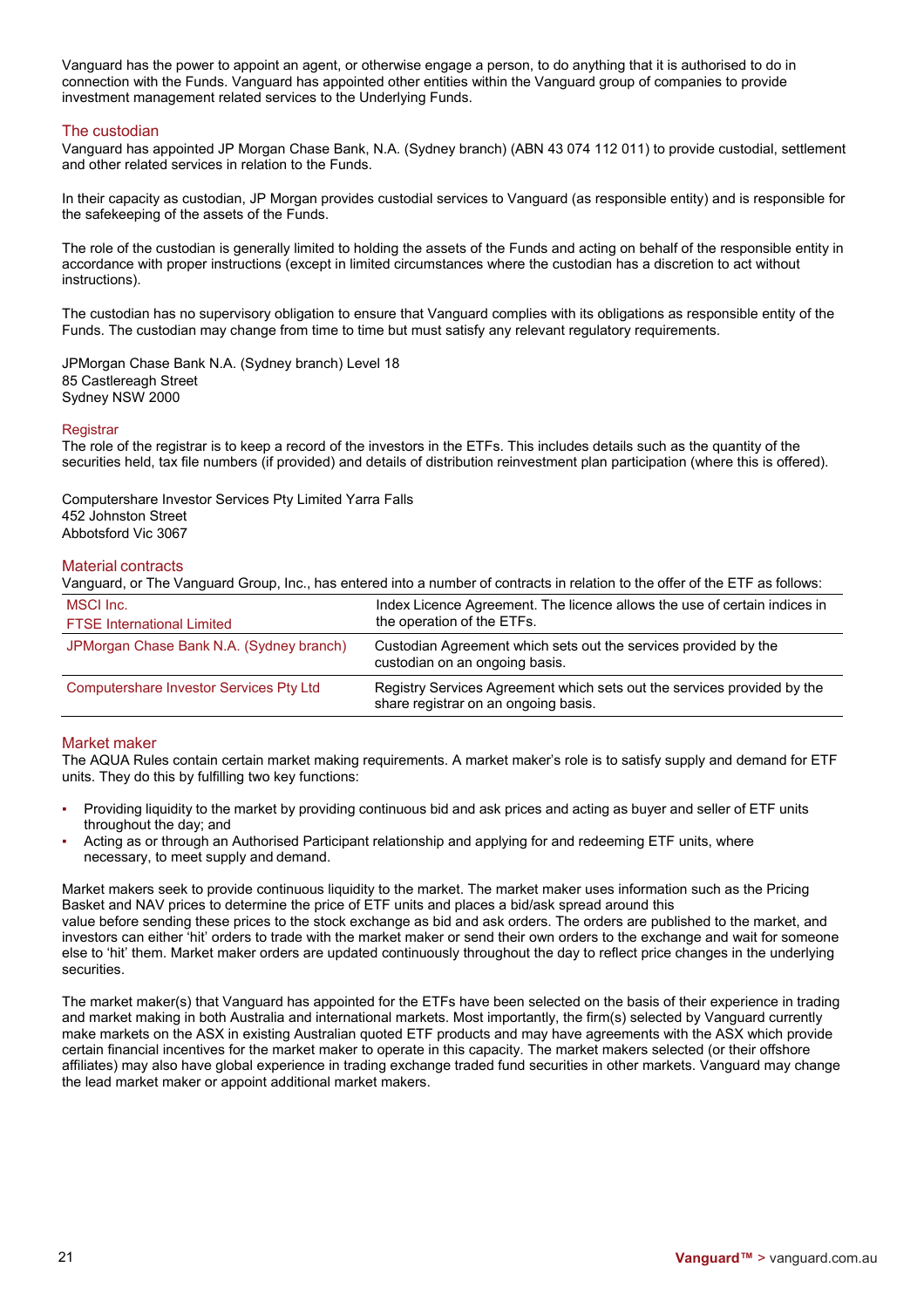Vanguard has the power to appoint an agent, or otherwise engage a person, to do anything that it is authorised to do in connection with the Funds. Vanguard has appointed other entities within the Vanguard group of companies to provide investment management related services to the Underlying Funds.

## The custodian

Vanguard has appointed JP Morgan Chase Bank, N.A. (Sydney branch) (ABN 43 074 112 011) to provide custodial, settlement and other related services in relation to the Funds.

In their capacity as custodian, JP Morgan provides custodial services to Vanguard (as responsible entity) and is responsible for the safekeeping of the assets of the Funds.

The role of the custodian is generally limited to holding the assets of the Funds and acting on behalf of the responsible entity in accordance with proper instructions (except in limited circumstances where the custodian has a discretion to act without instructions).

The custodian has no supervisory obligation to ensure that Vanguard complies with its obligations as responsible entity of the Funds. The custodian may change from time to time but must satisfy any relevant regulatory requirements.

JPMorgan Chase Bank N.A. (Sydney branch) Level 18
85 Castlereagh Street
Sydney NSW 2000

## Registrar

The role of the registrar is to keep a record of the investors in the ETFs. This includes details such as the quantity of the securities held, tax file numbers (if provided) and details of distribution reinvestment plan participation (where this is offered).

Computershare Investor Services Pty Limited Yarra Falls
452 Johnston Street
Abbotsford Vic 3067

## Material contracts

Vanguard, or The Vanguard Group, Inc., has entered into a number of contracts in relation to the offer of the ETF as follows:

| | |
|---|---|
| MSCI Inc.<br>FTSE International Limited | Index Licence Agreement. The licence allows the use of certain indices in the operation of the ETFs. |
| JPMorgan Chase Bank N.A. (Sydney branch) | Custodian Agreement which sets out the services provided by the custodian on an ongoing basis. |
| Computershare Investor Services Pty Ltd | Registry Services Agreement which sets out the services provided by the share registrar on an ongoing basis. |

## Market maker

The AQUA Rules contain certain market making requirements. A market maker's role is to satisfy supply and demand for ETF units. They do this by fulfilling two key functions:

- Providing liquidity to the market by providing continuous bid and ask prices and acting as buyer and seller of ETF units throughout the day; and
- Acting as or through an Authorised Participant relationship and applying for and redeeming ETF units, where necessary, to meet supply and demand.

Market makers seek to provide continuous liquidity to the market. The market maker uses information such as the Pricing Basket and NAV prices to determine the price of ETF units and places a bid/ask spread around this value before sending these prices to the stock exchange as bid and ask orders. The orders are published to the market, and investors can either 'hit' orders to trade with the market maker or send their own orders to the exchange and wait for someone else to 'hit' them. Market maker orders are updated continuously throughout the day to reflect price changes in the underlying securities.

The market maker(s) that Vanguard has appointed for the ETFs have been selected on the basis of their experience in trading and market making in both Australia and international markets. Most importantly, the firm(s) selected by Vanguard currently make markets on the ASX in existing Australian quoted ETF products and may have agreements with the ASX which provide certain financial incentives for the market maker to operate in this capacity. The market makers selected (or their offshore affiliates) may also have global experience in trading exchange traded fund securities in other markets. Vanguard may change the lead market maker or appoint additional market makers.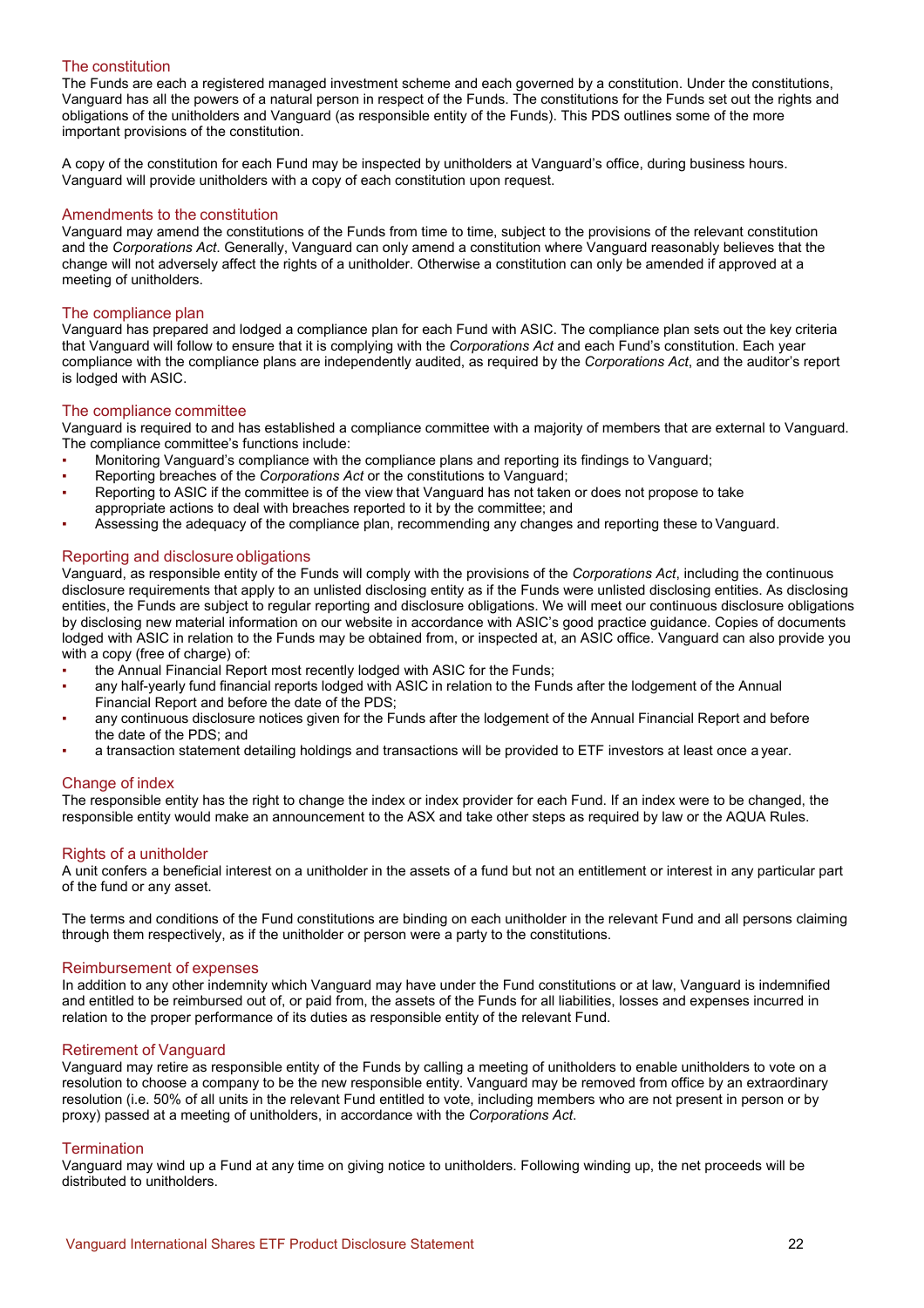## The constitution

The Funds are each a registered managed investment scheme and each governed by a constitution. Under the constitutions, Vanguard has all the powers of a natural person in respect of the Funds. The constitutions for the Funds set out the rights and obligations of the unitholders and Vanguard (as responsible entity of the Funds). This PDS outlines some of the more important provisions of the constitution.

A copy of the constitution for each Fund may be inspected by unitholders at Vanguard's office, during business hours. Vanguard will provide unitholders with a copy of each constitution upon request.

## Amendments to the constitution

Vanguard may amend the constitutions of the Funds from time to time, subject to the provisions of the relevant constitution and the *Corporations Act*. Generally, Vanguard can only amend a constitution where Vanguard reasonably believes that the change will not adversely affect the rights of a unitholder. Otherwise a constitution can only be amended if approved at a meeting of unitholders.

## The compliance plan

Vanguard has prepared and lodged a compliance plan for each Fund with ASIC. The compliance plan sets out the key criteria that Vanguard will follow to ensure that it is complying with the *Corporations Act* and each Fund's constitution. Each year compliance with the compliance plans are independently audited, as required by the *Corporations Act*, and the auditor's report is lodged with ASIC.

## The compliance committee

Vanguard is required to and has established a compliance committee with a majority of members that are external to Vanguard. The compliance committee's functions include:

- Monitoring Vanguard's compliance with the compliance plans and reporting its findings to Vanguard;
- Reporting breaches of the *Corporations Act* or the constitutions to Vanguard;
- Reporting to ASIC if the committee is of the view that Vanguard has not taken or does not propose to take appropriate actions to deal with breaches reported to it by the committee; and
- Assessing the adequacy of the compliance plan, recommending any changes and reporting these to Vanguard.

## Reporting and disclosure obligations

Vanguard, as responsible entity of the Funds will comply with the provisions of the *Corporations Act*, including the continuous disclosure requirements that apply to an unlisted disclosing entity as if the Funds were unlisted disclosing entities. As disclosing entities, the Funds are subject to regular reporting and disclosure obligations. We will meet our continuous disclosure obligations by disclosing new material information on our website in accordance with ASIC's good practice guidance. Copies of documents lodged with ASIC in relation to the Funds may be obtained from, or inspected at, an ASIC office. Vanguard can also provide you with a copy (free of charge) of:

- the Annual Financial Report most recently lodged with ASIC for the Funds;
- any half-yearly fund financial reports lodged with ASIC in relation to the Funds after the lodgement of the Annual Financial Report and before the date of the PDS;
- any continuous disclosure notices given for the Funds after the lodgement of the Annual Financial Report and before the date of the PDS; and
- a transaction statement detailing holdings and transactions will be provided to ETF investors at least once a year.

## Change of index

The responsible entity has the right to change the index or index provider for each Fund. If an index were to be changed, the responsible entity would make an announcement to the ASX and take other steps as required by law or the AQUA Rules.

## Rights of a unitholder

A unit confers a beneficial interest on a unitholder in the assets of a fund but not an entitlement or interest in any particular part of the fund or any asset.

The terms and conditions of the Fund constitutions are binding on each unitholder in the relevant Fund and all persons claiming through them respectively, as if the unitholder or person were a party to the constitutions.

## Reimbursement of expenses

In addition to any other indemnity which Vanguard may have under the Fund constitutions or at law, Vanguard is indemnified and entitled to be reimbursed out of, or paid from, the assets of the Funds for all liabilities, losses and expenses incurred in relation to the proper performance of its duties as responsible entity of the relevant Fund.

## Retirement of Vanguard

Vanguard may retire as responsible entity of the Funds by calling a meeting of unitholders to enable unitholders to vote on a resolution to choose a company to be the new responsible entity. Vanguard may be removed from office by an extraordinary resolution (i.e. 50% of all units in the relevant Fund entitled to vote, including members who are not present in person or by proxy) passed at a meeting of unitholders, in accordance with the *Corporations Act*.

## Termination

Vanguard may wind up a Fund at any time on giving notice to unitholders. Following winding up, the net proceeds will be distributed to unitholders.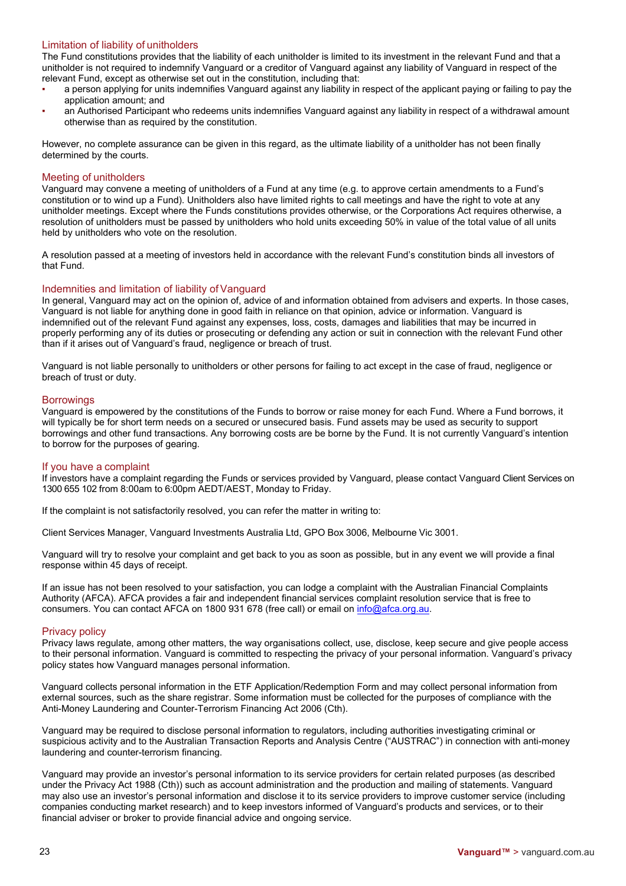## Limitation of liability of unitholders

The Fund constitutions provides that the liability of each unitholder is limited to its investment in the relevant Fund and that a unitholder is not required to indemnify Vanguard or a creditor of Vanguard against any liability of Vanguard in respect of the relevant Fund, except as otherwise set out in the constitution, including that:

- a person applying for units indemnifies Vanguard against any liability in respect of the applicant paying or failing to pay the application amount; and
- an Authorised Participant who redeems units indemnifies Vanguard against any liability in respect of a withdrawal amount otherwise than as required by the constitution.

However, no complete assurance can be given in this regard, as the ultimate liability of a unitholder has not been finally determined by the courts.

## Meeting of unitholders

Vanguard may convene a meeting of unitholders of a Fund at any time (e.g. to approve certain amendments to a Fund's constitution or to wind up a Fund). Unitholders also have limited rights to call meetings and have the right to vote at any unitholder meetings. Except where the Funds constitutions provides otherwise, or the Corporations Act requires otherwise, a resolution of unitholders must be passed by unitholders who hold units exceeding 50% in value of the total value of all units held by unitholders who vote on the resolution.

A resolution passed at a meeting of investors held in accordance with the relevant Fund's constitution binds all investors of that Fund.

## Indemnities and limitation of liability of Vanguard

In general, Vanguard may act on the opinion of, advice of and information obtained from advisers and experts. In those cases, Vanguard is not liable for anything done in good faith in reliance on that opinion, advice or information. Vanguard is indemnified out of the relevant Fund against any expenses, loss, costs, damages and liabilities that may be incurred in properly performing any of its duties or prosecuting or defending any action or suit in connection with the relevant Fund other than if it arises out of Vanguard's fraud, negligence or breach of trust.

Vanguard is not liable personally to unitholders or other persons for failing to act except in the case of fraud, negligence or breach of trust or duty.

## Borrowings

Vanguard is empowered by the constitutions of the Funds to borrow or raise money for each Fund. Where a Fund borrows, it will typically be for short term needs on a secured or unsecured basis. Fund assets may be used as security to support borrowings and other fund transactions. Any borrowing costs are be borne by the Fund. It is not currently Vanguard's intention to borrow for the purposes of gearing.

## If you have a complaint

If investors have a complaint regarding the Funds or services provided by Vanguard, please contact Vanguard Client Services on 1300 655 102 from 8:00am to 6:00pm AEDT/AEST, Monday to Friday.

If the complaint is not satisfactorily resolved, you can refer the matter in writing to:

Client Services Manager, Vanguard Investments Australia Ltd, GPO Box 3006, Melbourne Vic 3001.

Vanguard will try to resolve your complaint and get back to you as soon as possible, but in any event we will provide a final response within 45 days of receipt.

If an issue has not been resolved to your satisfaction, you can lodge a complaint with the Australian Financial Complaints Authority (AFCA). AFCA provides a fair and independent financial services complaint resolution service that is free to consumers. You can contact AFCA on 1800 931 678 (free call) or email on info@afca.org.au.

## Privacy policy

Privacy laws regulate, among other matters, the way organisations collect, use, disclose, keep secure and give people access to their personal information. Vanguard is committed to respecting the privacy of your personal information. Vanguard's privacy policy states how Vanguard manages personal information.

Vanguard collects personal information in the ETF Application/Redemption Form and may collect personal information from external sources, such as the share registrar. Some information must be collected for the purposes of compliance with the Anti-Money Laundering and Counter-Terrorism Financing Act 2006 (Cth).

Vanguard may be required to disclose personal information to regulators, including authorities investigating criminal or suspicious activity and to the Australian Transaction Reports and Analysis Centre ("AUSTRAC") in connection with anti-money laundering and counter-terrorism financing.

Vanguard may provide an investor's personal information to its service providers for certain related purposes (as described under the Privacy Act 1988 (Cth)) such as account administration and the production and mailing of statements. Vanguard may also use an investor's personal information and disclose it to its service providers to improve customer service (including companies conducting market research) and to keep investors informed of Vanguard's products and services, or to their financial adviser or broker to provide financial advice and ongoing service.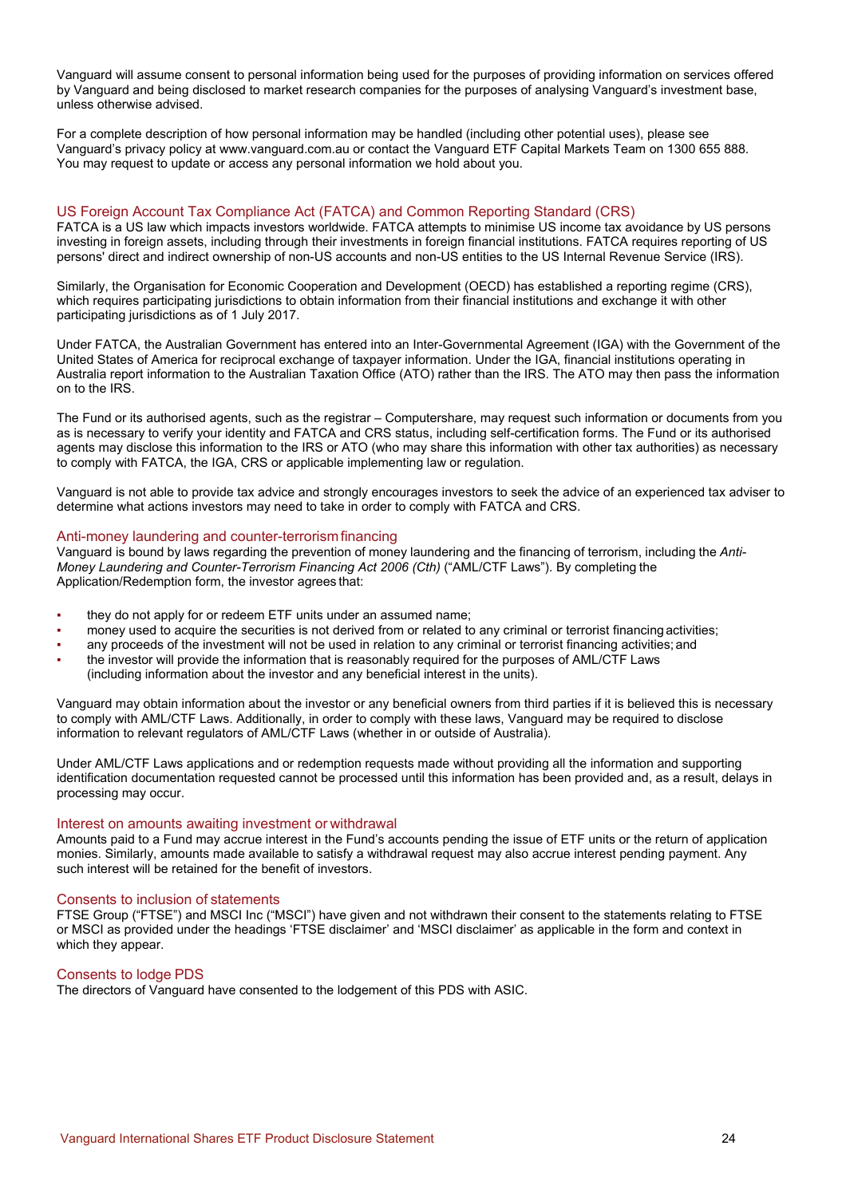Vanguard will assume consent to personal information being used for the purposes of providing information on services offered by Vanguard and being disclosed to market research companies for the purposes of analysing Vanguard's investment base, unless otherwise advised.

For a complete description of how personal information may be handled (including other potential uses), please see Vanguard's privacy policy at www.vanguard.com.au or contact the Vanguard ETF Capital Markets Team on 1300 655 888. You may request to update or access any personal information we hold about you.

## US Foreign Account Tax Compliance Act (FATCA) and Common Reporting Standard (CRS)

FATCA is a US law which impacts investors worldwide. FATCA attempts to minimise US income tax avoidance by US persons investing in foreign assets, including through their investments in foreign financial institutions. FATCA requires reporting of US persons' direct and indirect ownership of non-US accounts and non-US entities to the US Internal Revenue Service (IRS).

Similarly, the Organisation for Economic Cooperation and Development (OECD) has established a reporting regime (CRS), which requires participating jurisdictions to obtain information from their financial institutions and exchange it with other participating jurisdictions as of 1 July 2017.

Under FATCA, the Australian Government has entered into an Inter-Governmental Agreement (IGA) with the Government of the United States of America for reciprocal exchange of taxpayer information. Under the IGA, financial institutions operating in Australia report information to the Australian Taxation Office (ATO) rather than the IRS. The ATO may then pass the information on to the IRS.

The Fund or its authorised agents, such as the registrar – Computershare, may request such information or documents from you as is necessary to verify your identity and FATCA and CRS status, including self-certification forms. The Fund or its authorised agents may disclose this information to the IRS or ATO (who may share this information with other tax authorities) as necessary to comply with FATCA, the IGA, CRS or applicable implementing law or regulation.

Vanguard is not able to provide tax advice and strongly encourages investors to seek the advice of an experienced tax adviser to determine what actions investors may need to take in order to comply with FATCA and CRS.

## Anti-money laundering and counter-terrorism financing

Vanguard is bound by laws regarding the prevention of money laundering and the financing of terrorism, including the *Anti-Money Laundering and Counter-Terrorism Financing Act 2006 (Cth)* ("AML/CTF Laws"). By completing the Application/Redemption form, the investor agrees that:

- they do not apply for or redeem ETF units under an assumed name;
- money used to acquire the securities is not derived from or related to any criminal or terrorist financing activities;
- any proceeds of the investment will not be used in relation to any criminal or terrorist financing activities; and
- the investor will provide the information that is reasonably required for the purposes of AML/CTF Laws (including information about the investor and any beneficial interest in the units).

Vanguard may obtain information about the investor or any beneficial owners from third parties if it is believed this is necessary to comply with AML/CTF Laws. Additionally, in order to comply with these laws, Vanguard may be required to disclose information to relevant regulators of AML/CTF Laws (whether in or outside of Australia).

Under AML/CTF Laws applications and or redemption requests made without providing all the information and supporting identification documentation requested cannot be processed until this information has been provided and, as a result, delays in processing may occur.

## Interest on amounts awaiting investment or withdrawal

Amounts paid to a Fund may accrue interest in the Fund's accounts pending the issue of ETF units or the return of application monies. Similarly, amounts made available to satisfy a withdrawal request may also accrue interest pending payment. Any such interest will be retained for the benefit of investors.

## Consents to inclusion of statements

FTSE Group ("FTSE") and MSCI Inc ("MSCI") have given and not withdrawn their consent to the statements relating to FTSE or MSCI as provided under the headings 'FTSE disclaimer' and 'MSCI disclaimer' as applicable in the form and context in which they appear.

## Consents to lodge PDS

The directors of Vanguard have consented to the lodgement of this PDS with ASIC.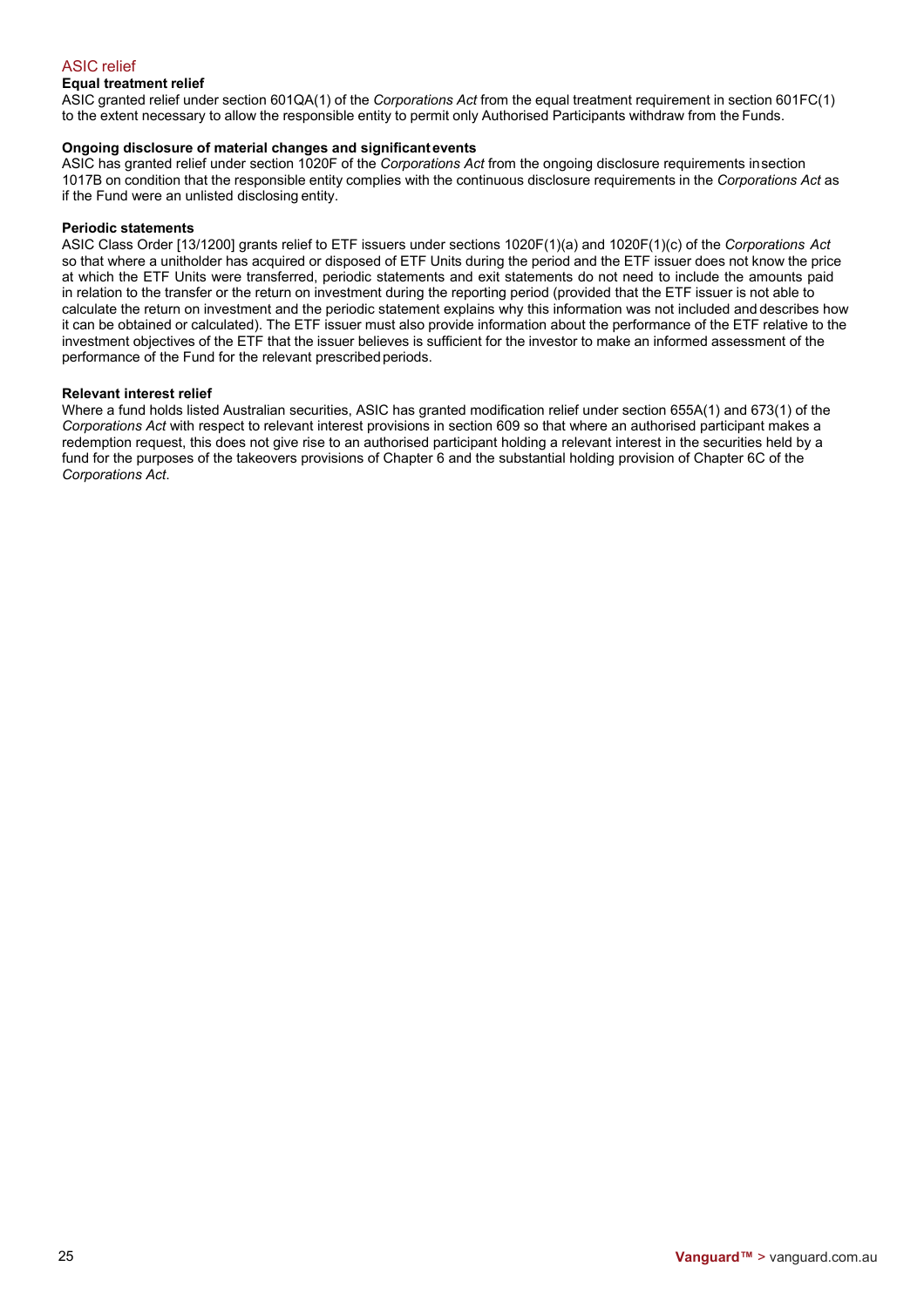## ASIC relief

### Equal treatment relief

ASIC granted relief under section 601QA(1) of the *Corporations Act* from the equal treatment requirement in section 601FC(1) to the extent necessary to allow the responsible entity to permit only Authorised Participants withdraw from the Funds.

### Ongoing disclosure of material changes and significant events

ASIC has granted relief under section 1020F of the *Corporations Act* from the ongoing disclosure requirements in section 1017B on condition that the responsible entity complies with the continuous disclosure requirements in the *Corporations Act* as if the Fund were an unlisted disclosing entity.

### Periodic statements

ASIC Class Order [13/1200] grants relief to ETF issuers under sections 1020F(1)(a) and 1020F(1)(c) of the *Corporations Act* so that where a unitholder has acquired or disposed of ETF Units during the period and the ETF issuer does not know the price at which the ETF Units were transferred, periodic statements and exit statements do not need to include the amounts paid in relation to the transfer or the return on investment during the reporting period (provided that the ETF issuer is not able to calculate the return on investment and the periodic statement explains why this information was not included and describes how it can be obtained or calculated). The ETF issuer must also provide information about the performance of the ETF relative to the investment objectives of the ETF that the issuer believes is sufficient for the investor to make an informed assessment of the performance of the Fund for the relevant prescribed periods.

### Relevant interest relief

Where a fund holds listed Australian securities, ASIC has granted modification relief under section 655A(1) and 673(1) of the *Corporations Act* with respect to relevant interest provisions in section 609 so that where an authorised participant makes a redemption request, this does not give rise to an authorised participant holding a relevant interest in the securities held by a fund for the purposes of the takeovers provisions of Chapter 6 and the substantial holding provision of Chapter 6C of the *Corporations Act*.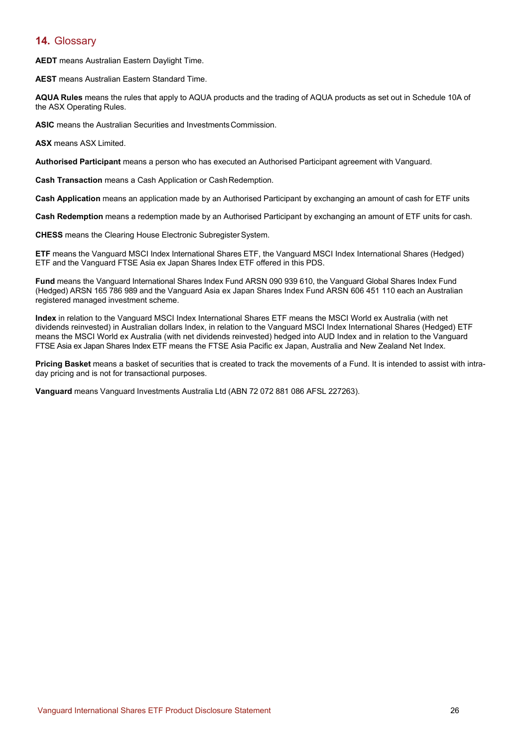## 14. Glossary

**AEDT** means Australian Eastern Daylight Time.

**AEST** means Australian Eastern Standard Time.

**AQUA Rules** means the rules that apply to AQUA products and the trading of AQUA products as set out in Schedule 10A of the ASX Operating Rules.

**ASIC** means the Australian Securities and Investments Commission.

**ASX** means ASX Limited.

**Authorised Participant** means a person who has executed an Authorised Participant agreement with Vanguard.

**Cash Transaction** means a Cash Application or Cash Redemption.

**Cash Application** means an application made by an Authorised Participant by exchanging an amount of cash for ETF units

**Cash Redemption** means a redemption made by an Authorised Participant by exchanging an amount of ETF units for cash.

**CHESS** means the Clearing House Electronic Subregister System.

**ETF** means the Vanguard MSCI Index International Shares ETF, the Vanguard MSCI Index International Shares (Hedged) ETF and the Vanguard FTSE Asia ex Japan Shares Index ETF offered in this PDS.

**Fund** means the Vanguard International Shares Index Fund ARSN 090 939 610, the Vanguard Global Shares Index Fund (Hedged) ARSN 165 786 989 and the Vanguard Asia ex Japan Shares Index Fund ARSN 606 451 110 each an Australian registered managed investment scheme.

**Index** in relation to the Vanguard MSCI Index International Shares ETF means the MSCI World ex Australia (with net dividends reinvested) in Australian dollars Index, in relation to the Vanguard MSCI Index International Shares (Hedged) ETF means the MSCI World ex Australia (with net dividends reinvested) hedged into AUD Index and in relation to the Vanguard FTSE Asia ex Japan Shares Index ETF means the FTSE Asia Pacific ex Japan, Australia and New Zealand Net Index.

**Pricing Basket** means a basket of securities that is created to track the movements of a Fund. It is intended to assist with intra-day pricing and is not for transactional purposes.

**Vanguard** means Vanguard Investments Australia Ltd (ABN 72 072 881 086 AFSL 227263).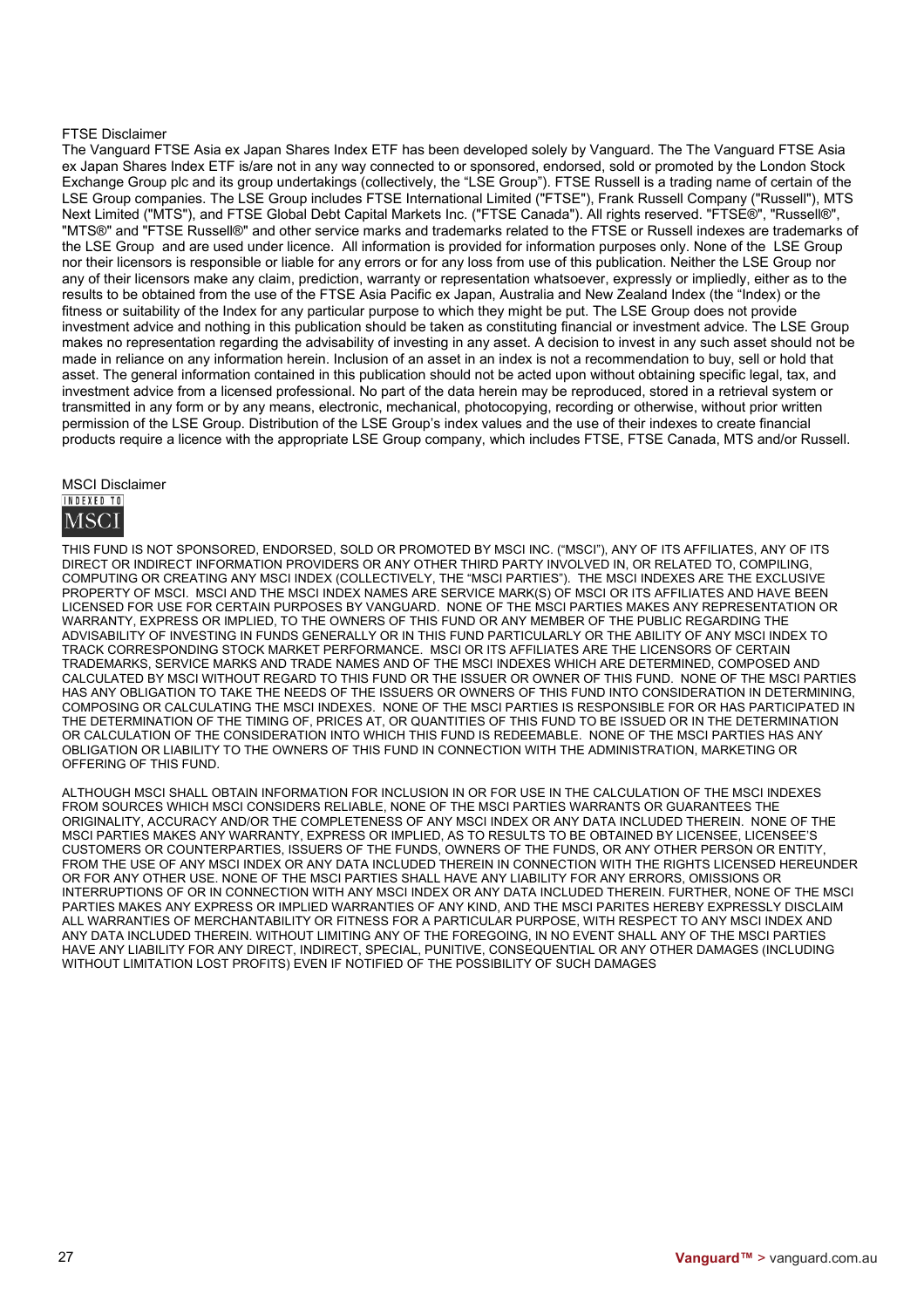FTSE Disclaimer

The Vanguard FTSE Asia ex Japan Shares Index ETF has been developed solely by Vanguard. The The Vanguard FTSE Asia ex Japan Shares Index ETF is/are not in any way connected to or sponsored, endorsed, sold or promoted by the London Stock Exchange Group plc and its group undertakings (collectively, the "LSE Group"). FTSE Russell is a trading name of certain of the LSE Group companies. The LSE Group includes FTSE International Limited ("FTSE"), Frank Russell Company ("Russell"), MTS Next Limited ("MTS"), and FTSE Global Debt Capital Markets Inc. ("FTSE Canada"). All rights reserved. "FTSE®", "Russell®", "MTS®" and "FTSE Russell®" and other service marks and trademarks related to the FTSE or Russell indexes are trademarks of the LSE Group and are used under licence. All information is provided for information purposes only. None of the LSE Group nor their licensors is responsible or liable for any errors or for any loss from use of this publication. Neither the LSE Group nor any of their licensors make any claim, prediction, warranty or representation whatsoever, expressly or impliedly, either as to the results to be obtained from the use of the FTSE Asia Pacific ex Japan, Australia and New Zealand Index (the "Index) or the fitness or suitability of the Index for any particular purpose to which they might be put. The LSE Group does not provide investment advice and nothing in this publication should be taken as constituting financial or investment advice. The LSE Group makes no representation regarding the advisability of investing in any asset. A decision to invest in any such asset should not be made in reliance on any information herein. Inclusion of an asset in an index is not a recommendation to buy, sell or hold that asset. The general information contained in this publication should not be acted upon without obtaining specific legal, tax, and investment advice from a licensed professional. No part of the data herein may be reproduced, stored in a retrieval system or transmitted in any form or by any means, electronic, mechanical, photocopying, recording or otherwise, without prior written permission of the LSE Group. Distribution of the LSE Group's index values and the use of their indexes to create financial products require a licence with the appropriate LSE Group company, which includes FTSE, FTSE Canada, MTS and/or Russell.

MSCI Disclaimer

INDEXED TO MSCI

THIS FUND IS NOT SPONSORED, ENDORSED, SOLD OR PROMOTED BY MSCI INC. ("MSCI"), ANY OF ITS AFFILIATES, ANY OF ITS DIRECT OR INDIRECT INFORMATION PROVIDERS OR ANY OTHER THIRD PARTY INVOLVED IN, OR RELATED TO, COMPILING, COMPUTING OR CREATING ANY MSCI INDEX (COLLECTIVELY, THE "MSCI PARTIES"). THE MSCI INDEXES ARE THE EXCLUSIVE PROPERTY OF MSCI. MSCI AND THE MSCI INDEX NAMES ARE SERVICE MARK(S) OF MSCI OR ITS AFFILIATES AND HAVE BEEN LICENSED FOR USE FOR CERTAIN PURPOSES BY VANGUARD. NONE OF THE MSCI PARTIES MAKES ANY REPRESENTATION OR WARRANTY, EXPRESS OR IMPLIED, TO THE OWNERS OF THIS FUND OR ANY MEMBER OF THE PUBLIC REGARDING THE ADVISABILITY OF INVESTING IN FUNDS GENERALLY OR IN THIS FUND PARTICULARLY OR THE ABILITY OF ANY MSCI INDEX TO TRACK CORRESPONDING STOCK MARKET PERFORMANCE. MSCI OR ITS AFFILIATES ARE THE LICENSORS OF CERTAIN TRADEMARKS, SERVICE MARKS AND TRADE NAMES AND OF THE MSCI INDEXES WHICH ARE DETERMINED, COMPOSED AND CALCULATED BY MSCI WITHOUT REGARD TO THIS FUND OR THE ISSUER OR OWNER OF THIS FUND. NONE OF THE MSCI PARTIES HAS ANY OBLIGATION TO TAKE THE NEEDS OF THE ISSUERS OR OWNERS OF THIS FUND INTO CONSIDERATION IN DETERMINING, COMPOSING OR CALCULATING THE MSCI INDEXES. NONE OF THE MSCI PARTIES IS RESPONSIBLE FOR OR HAS PARTICIPATED IN THE DETERMINATION OF THE TIMING OF, PRICES AT, OR QUANTITIES OF THIS FUND TO BE ISSUED OR IN THE DETERMINATION OR CALCULATION OF THE CONSIDERATION INTO WHICH THIS FUND IS REDEEMABLE. NONE OF THE MSCI PARTIES HAS ANY OBLIGATION OR LIABILITY TO THE OWNERS OF THIS FUND IN CONNECTION WITH THE ADMINISTRATION, MARKETING OR OFFERING OF THIS FUND.

ALTHOUGH MSCI SHALL OBTAIN INFORMATION FOR INCLUSION IN OR FOR USE IN THE CALCULATION OF THE MSCI INDEXES FROM SOURCES WHICH MSCI CONSIDERS RELIABLE, NONE OF THE MSCI PARTIES WARRANTS OR GUARANTEES THE ORIGINALITY, ACCURACY AND/OR THE COMPLETENESS OF ANY MSCI INDEX OR ANY DATA INCLUDED THEREIN. NONE OF THE MSCI PARTIES MAKES ANY WARRANTY, EXPRESS OR IMPLIED, AS TO RESULTS TO BE OBTAINED BY LICENSEE, LICENSEE'S CUSTOMERS OR COUNTERPARTIES, ISSUERS OF THE FUNDS, OWNERS OF THE FUNDS, OR ANY OTHER PERSON OR ENTITY, FROM THE USE OF ANY MSCI INDEX OR ANY DATA INCLUDED THEREIN IN CONNECTION WITH THE RIGHTS LICENSED HEREUNDER OR FOR ANY OTHER USE. NONE OF THE MSCI PARTIES SHALL HAVE ANY LIABILITY FOR ANY ERRORS, OMISSIONS OR INTERRUPTIONS OF OR IN CONNECTION WITH ANY MSCI INDEX OR ANY DATA INCLUDED THEREIN. FURTHER, NONE OF THE MSCI PARTIES MAKES ANY EXPRESS OR IMPLIED WARRANTIES OF ANY KIND, AND THE MSCI PARITES HEREBY EXPRESSLY DISCLAIM ALL WARRANTIES OF MERCHANTABILITY OR FITNESS FOR A PARTICULAR PURPOSE, WITH RESPECT TO ANY MSCI INDEX AND ANY DATA INCLUDED THEREIN. WITHOUT LIMITING ANY OF THE FOREGOING, IN NO EVENT SHALL ANY OF THE MSCI PARTIES HAVE ANY LIABILITY FOR ANY DIRECT, INDIRECT, SPECIAL, PUNITIVE, CONSEQUENTIAL OR ANY OTHER DAMAGES (INCLUDING WITHOUT LIMITATION LOST PROFITS) EVEN IF NOTIFIED OF THE POSSIBILITY OF SUCH DAMAGES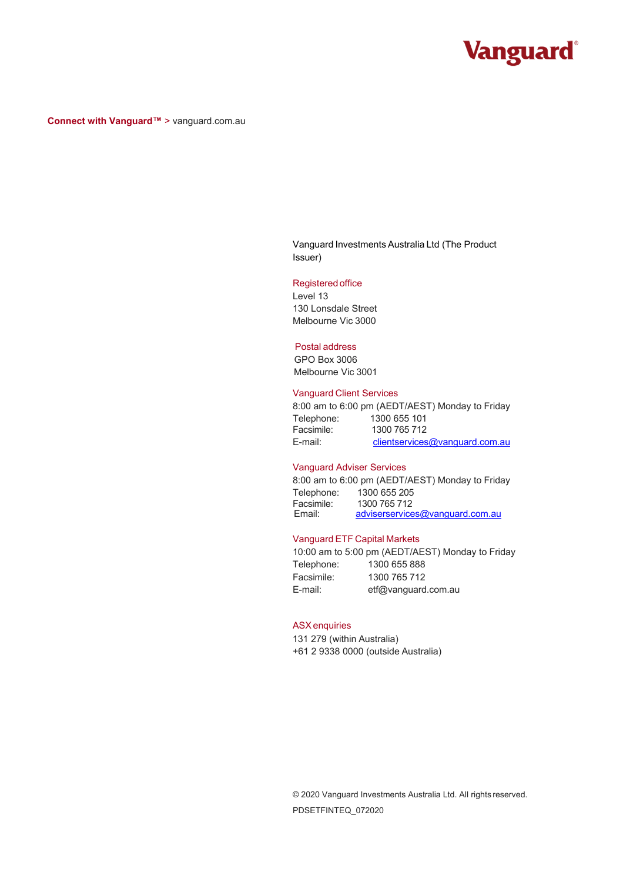**Connect with Vanguard™** > vanguard.com.au

Vanguard Investments Australia Ltd (The Product Issuer)

Registered office
Level 13
130 Lonsdale Street
Melbourne Vic 3000

Postal address
GPO Box 3006
Melbourne Vic 3001

Vanguard Client Services
8:00 am to 6:00 pm (AEDT/AEST) Monday to Friday
Telephone: 1300 655 101
Facsimile: 1300 765 712
E-mail: clientservices@vanguard.com.au

Vanguard Adviser Services
8:00 am to 6:00 pm (AEDT/AEST) Monday to Friday
Telephone: 1300 655 205
Facsimile: 1300 765 712
Email: adviserservices@vanguard.com.au

Vanguard ETF Capital Markets
10:00 am to 5:00 pm (AEDT/AEST) Monday to Friday
Telephone: 1300 655 888
Facsimile: 1300 765 712
E-mail: etf@vanguard.com.au

ASX enquiries
131 279 (within Australia)
+61 2 9338 0000 (outside Australia)

© 2020 Vanguard Investments Australia Ltd. All rights reserved.

PDSETFINTEQ_072020